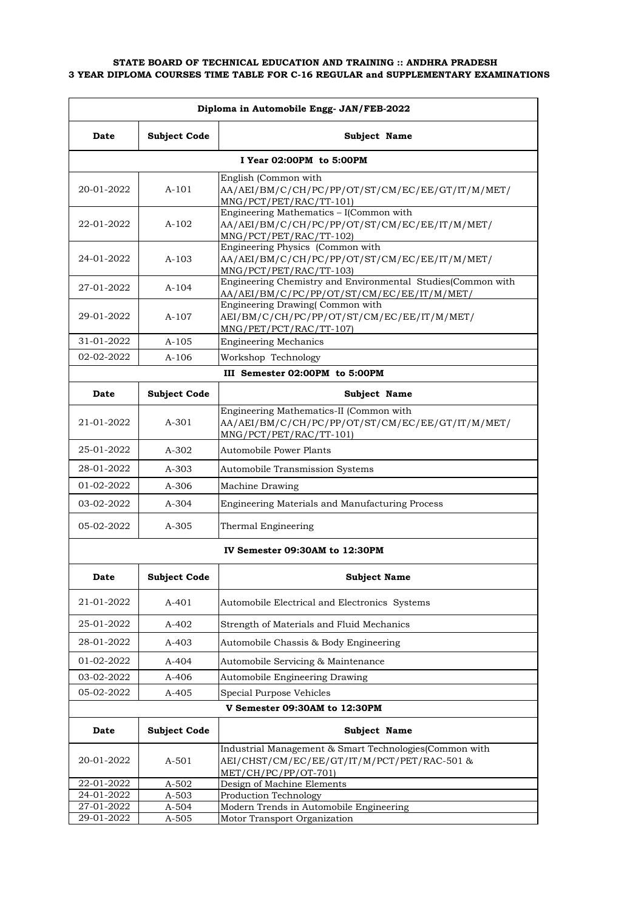**STATE BOARD OF TECHNICAL EDUCATION AND TRAINING :: ANDHRA PRADESH**
**3 YEAR DIPLOMA COURSES TIME TABLE FOR C-16 REGULAR and SUPPLEMENTARY EXAMINATIONS**

| Diploma in Automobile Engg- JAN/FEB-2022 | | |
|---|---|---|
| **Date** | **Subject Code** | **Subject Name** |
| **I Year 02:00PM to 5:00PM** | | |
| 20-01-2022 | A-101 | English (Common with AA/AEI/BM/C/CH/PC/PP/OT/ST/CM/EC/EE/GT/IT/M/MET/ MNG/PCT/PET/RAC/TT-101) |
| 22-01-2022 | A-102 | Engineering Mathematics – I(Common with AA/AEI/BM/C/CH/PC/PP/OT/ST/CM/EC/EE/IT/M/MET/ MNG/PCT/PET/RAC/TT-102) |
| 24-01-2022 | A-103 | Engineering Physics (Common with AA/AEI/BM/C/CH/PC/PP/OT/ST/CM/EC/EE/IT/M/MET/ MNG/PCT/PET/RAC/TT-103) |
| 27-01-2022 | A-104 | Engineering Chemistry and Environmental Studies(Common with AA/AEI/BM/C/PC/PP/OT/ST/CM/EC/EE/IT/M/MET/ |
| 29-01-2022 | A-107 | Engineering Drawing( Common with AEI/BM/C/CH/PC/PP/OT/ST/CM/EC/EE/IT/M/MET/ MNG/PET/PCT/RAC/TT-107) |
| 31-01-2022 | A-105 | Engineering Mechanics |
| 02-02-2022 | A-106 | Workshop Technology |
| **III Semester 02:00PM to 5:00PM** | | |
| **Date** | **Subject Code** | **Subject Name** |
| 21-01-2022 | A-301 | Engineering Mathematics-II (Common with AA/AEI/BM/C/CH/PC/PP/OT/ST/CM/EC/EE/GT/IT/M/MET/ MNG/PCT/PET/RAC/TT-101) |
| 25-01-2022 | A-302 | Automobile Power Plants |
| 28-01-2022 | A-303 | Automobile Transmission Systems |
| 01-02-2022 | A-306 | Machine Drawing |
| 03-02-2022 | A-304 | Engineering Materials and Manufacturing Process |
| 05-02-2022 | A-305 | Thermal Engineering |
| **IV Semester 09:30AM to 12:30PM** | | |
| **Date** | **Subject Code** | **Subject Name** |
| 21-01-2022 | A-401 | Automobile Electrical and Electronics Systems |
| 25-01-2022 | A-402 | Strength of Materials and Fluid Mechanics |
| 28-01-2022 | A-403 | Automobile Chassis & Body Engineering |
| 01-02-2022 | A-404 | Automobile Servicing & Maintenance |
| 03-02-2022 | A-406 | Automobile Engineering Drawing |
| 05-02-2022 | A-405 | Special Purpose Vehicles |
| **V Semester 09:30AM to 12:30PM** | | |
| **Date** | **Subject Code** | **Subject Name** |
| 20-01-2022 | A-501 | Industrial Management & Smart Technologies(Common with AEI/CHST/CM/EC/EE/GT/IT/M/PCT/PET/RAC-501 & MET/CH/PC/PP/OT-701) |
| 22-01-2022 | A-502 | Design of Machine Elements |
| 24-01-2022 | A-503 | Production Technology |
| 27-01-2022 | A-504 | Modern Trends in Automobile Engineering |
| 29-01-2022 | A-505 | Motor Transport Organization |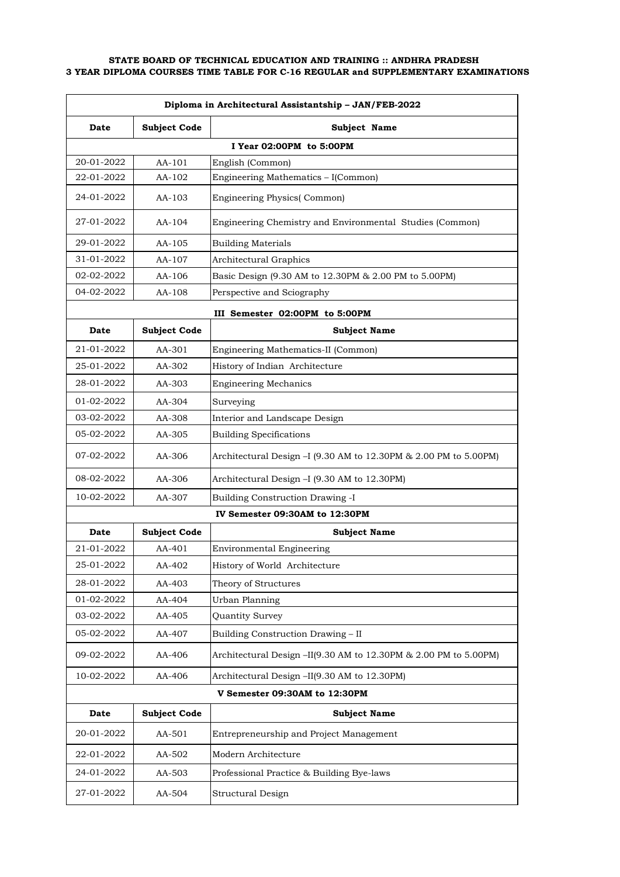**STATE BOARD OF TECHNICAL EDUCATION AND TRAINING :: ANDHRA PRADESH**
**3 YEAR DIPLOMA COURSES TIME TABLE FOR C-16 REGULAR and SUPPLEMENTARY EXAMINATIONS**

| Diploma in Architectural Assistantship – JAN/FEB-2022 | | |
|---|---|---|
| **Date** | **Subject Code** | **Subject Name** |
| **I Year 02:00PM to 5:00PM** | | |
| 20-01-2022 | AA-101 | English (Common) |
| 22-01-2022 | AA-102 | Engineering Mathematics – I(Common) |
| 24-01-2022 | AA-103 | Engineering Physics( Common) |
| 27-01-2022 | AA-104 | Engineering Chemistry and Environmental Studies (Common) |
| 29-01-2022 | AA-105 | Building Materials |
| 31-01-2022 | AA-107 | Architectural Graphics |
| 02-02-2022 | AA-106 | Basic Design (9.30 AM to 12.30PM & 2.00 PM to 5.00PM) |
| 04-02-2022 | AA-108 | Perspective and Sciography |
| **III Semester 02:00PM to 5:00PM** | | |
| **Date** | **Subject Code** | **Subject Name** |
| 21-01-2022 | AA-301 | Engineering Mathematics-II (Common) |
| 25-01-2022 | AA-302 | History of Indian Architecture |
| 28-01-2022 | AA-303 | Engineering Mechanics |
| 01-02-2022 | AA-304 | Surveying |
| 03-02-2022 | AA-308 | Interior and Landscape Design |
| 05-02-2022 | AA-305 | Building Specifications |
| 07-02-2022 | AA-306 | Architectural Design –I (9.30 AM to 12.30PM & 2.00 PM to 5.00PM) |
| 08-02-2022 | AA-306 | Architectural Design –I (9.30 AM to 12.30PM) |
| 10-02-2022 | AA-307 | Building Construction Drawing -I |
| **IV Semester 09:30AM to 12:30PM** | | |
| **Date** | **Subject Code** | **Subject Name** |
| 21-01-2022 | AA-401 | Environmental Engineering |
| 25-01-2022 | AA-402 | History of World Architecture |
| 28-01-2022 | AA-403 | Theory of Structures |
| 01-02-2022 | AA-404 | Urban Planning |
| 03-02-2022 | AA-405 | Quantity Survey |
| 05-02-2022 | AA-407 | Building Construction Drawing – II |
| 09-02-2022 | AA-406 | Architectural Design –II(9.30 AM to 12.30PM & 2.00 PM to 5.00PM) |
| 10-02-2022 | AA-406 | Architectural Design –II(9.30 AM to 12.30PM) |
| **V Semester 09:30AM to 12:30PM** | | |
| **Date** | **Subject Code** | **Subject Name** |
| 20-01-2022 | AA-501 | Entrepreneurship and Project Management |
| 22-01-2022 | AA-502 | Modern Architecture |
| 24-01-2022 | AA-503 | Professional Practice & Building Bye-laws |
| 27-01-2022 | AA-504 | Structural Design |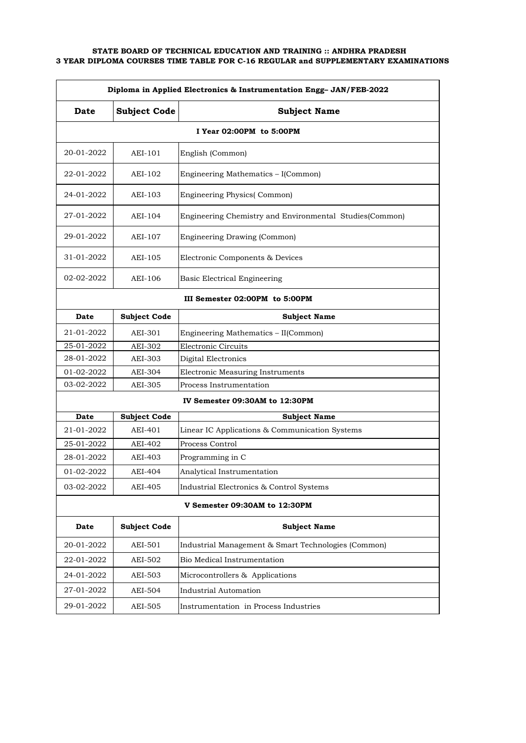**STATE BOARD OF TECHNICAL EDUCATION AND TRAINING :: ANDHRA PRADESH**
**3 YEAR DIPLOMA COURSES TIME TABLE FOR C-16 REGULAR and SUPPLEMENTARY EXAMINATIONS**

| Diploma in Applied Electronics & Instrumentation Engg– JAN/FEB-2022 | | |
|---|---|---|
| **Date** | **Subject Code** | **Subject Name** |
| **I Year 02:00PM to 5:00PM** | | |
| 20-01-2022 | AEI-101 | English (Common) |
| 22-01-2022 | AEI-102 | Engineering Mathematics – I(Common) |
| 24-01-2022 | AEI-103 | Engineering Physics( Common) |
| 27-01-2022 | AEI-104 | Engineering Chemistry and Environmental Studies(Common) |
| 29-01-2022 | AEI-107 | Engineering Drawing (Common) |
| 31-01-2022 | AEI-105 | Electronic Components & Devices |
| 02-02-2022 | AEI-106 | Basic Electrical Engineering |
| **III Semester 02:00PM to 5:00PM** | | |
| **Date** | **Subject Code** | **Subject Name** |
| 21-01-2022 | AEI-301 | Engineering Mathematics – II(Common) |
| 25-01-2022 | AEI-302 | Electronic Circuits |
| 28-01-2022 | AEI-303 | Digital Electronics |
| 01-02-2022 | AEI-304 | Electronic Measuring Instruments |
| 03-02-2022 | AEI-305 | Process Instrumentation |
| **IV Semester 09:30AM to 12:30PM** | | |
| **Date** | **Subject Code** | **Subject Name** |
| 21-01-2022 | AEI-401 | Linear IC Applications & Communication Systems |
| 25-01-2022 | AEI-402 | Process Control |
| 28-01-2022 | AEI-403 | Programming in C |
| 01-02-2022 | AEI-404 | Analytical Instrumentation |
| 03-02-2022 | AEI-405 | Industrial Electronics & Control Systems |
| **V Semester 09:30AM to 12:30PM** | | |
| **Date** | **Subject Code** | **Subject Name** |
| 20-01-2022 | AEI-501 | Industrial Management & Smart Technologies (Common) |
| 22-01-2022 | AEI-502 | Bio Medical Instrumentation |
| 24-01-2022 | AEI-503 | Microcontrollers & Applications |
| 27-01-2022 | AEI-504 | Industrial Automation |
| 29-01-2022 | AEI-505 | Instrumentation in Process Industries |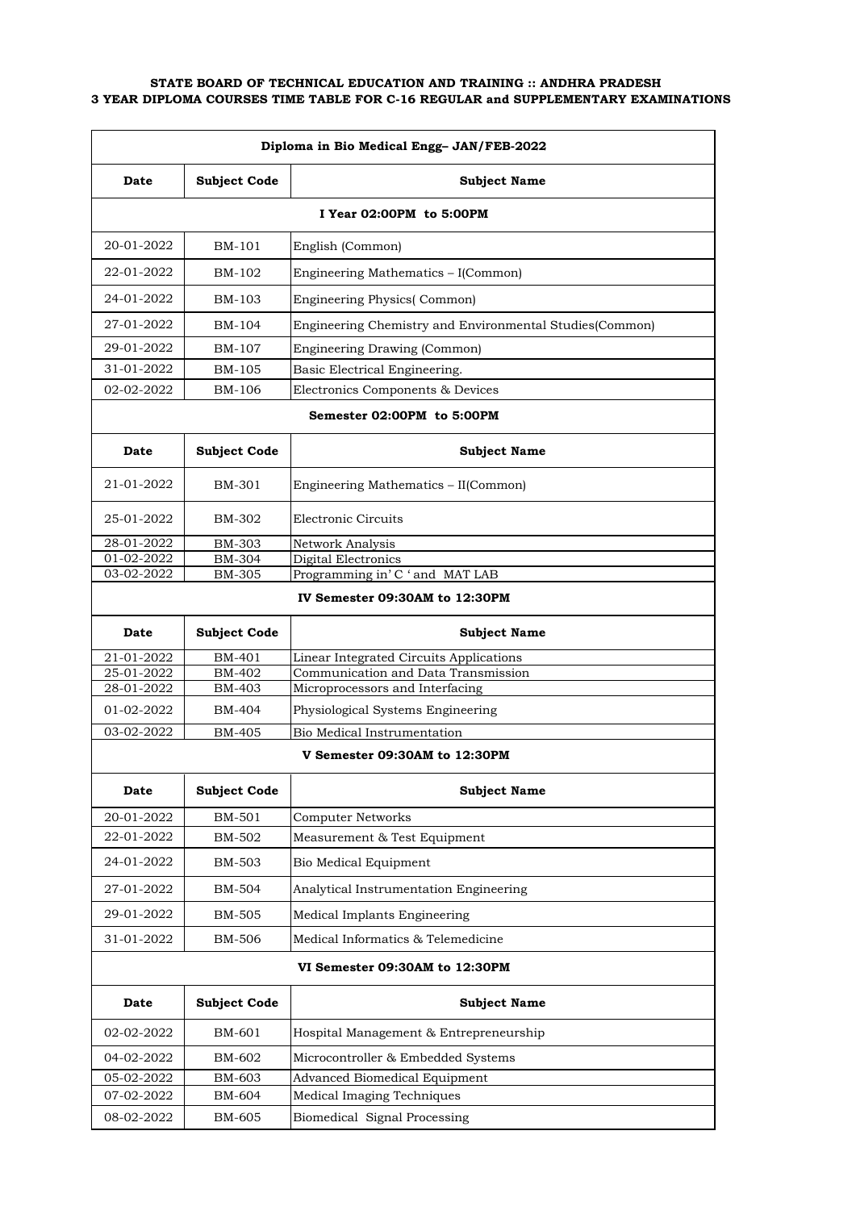**STATE BOARD OF TECHNICAL EDUCATION AND TRAINING :: ANDHRA PRADESH**
**3 YEAR DIPLOMA COURSES TIME TABLE FOR C-16 REGULAR and SUPPLEMENTARY EXAMINATIONS**

| Diploma in Bio Medical Engg– JAN/FEB-2022 | | |
|---|---|---|
| **Date** | **Subject Code** | **Subject Name** |
| **I Year 02:00PM to 5:00PM** | | |
| 20-01-2022 | BM-101 | English (Common) |
| 22-01-2022 | BM-102 | Engineering Mathematics – I(Common) |
| 24-01-2022 | BM-103 | Engineering Physics( Common) |
| 27-01-2022 | BM-104 | Engineering Chemistry and Environmental Studies(Common) |
| 29-01-2022 | BM-107 | Engineering Drawing (Common) |
| 31-01-2022 | BM-105 | Basic Electrical Engineering. |
| 02-02-2022 | BM-106 | Electronics Components & Devices |
| **Semester 02:00PM to 5:00PM** | | |
| **Date** | **Subject Code** | **Subject Name** |
| 21-01-2022 | BM-301 | Engineering Mathematics – II(Common) |
| 25-01-2022 | BM-302 | Electronic Circuits |
| 28-01-2022 | BM-303 | Network Analysis |
| 01-02-2022 | BM-304 | Digital Electronics |
| 03-02-2022 | BM-305 | Programming in' C ' and MAT LAB |
| **IV Semester 09:30AM to 12:30PM** | | |
| **Date** | **Subject Code** | **Subject Name** |
| 21-01-2022 | BM-401 | Linear Integrated Circuits Applications |
| 25-01-2022 | BM-402 | Communication and Data Transmission |
| 28-01-2022 | BM-403 | Microprocessors and Interfacing |
| 01-02-2022 | BM-404 | Physiological Systems Engineering |
| 03-02-2022 | BM-405 | Bio Medical Instrumentation |
| **V Semester 09:30AM to 12:30PM** | | |
| **Date** | **Subject Code** | **Subject Name** |
| 20-01-2022 | BM-501 | Computer Networks |
| 22-01-2022 | BM-502 | Measurement & Test Equipment |
| 24-01-2022 | BM-503 | Bio Medical Equipment |
| 27-01-2022 | BM-504 | Analytical Instrumentation Engineering |
| 29-01-2022 | BM-505 | Medical Implants Engineering |
| 31-01-2022 | BM-506 | Medical Informatics & Telemedicine |
| **VI Semester 09:30AM to 12:30PM** | | |
| **Date** | **Subject Code** | **Subject Name** |
| 02-02-2022 | BM-601 | Hospital Management & Entrepreneurship |
| 04-02-2022 | BM-602 | Microcontroller & Embedded Systems |
| 05-02-2022 | BM-603 | Advanced Biomedical Equipment |
| 07-02-2022 | BM-604 | Medical Imaging Techniques |
| 08-02-2022 | BM-605 | Biomedical Signal Processing |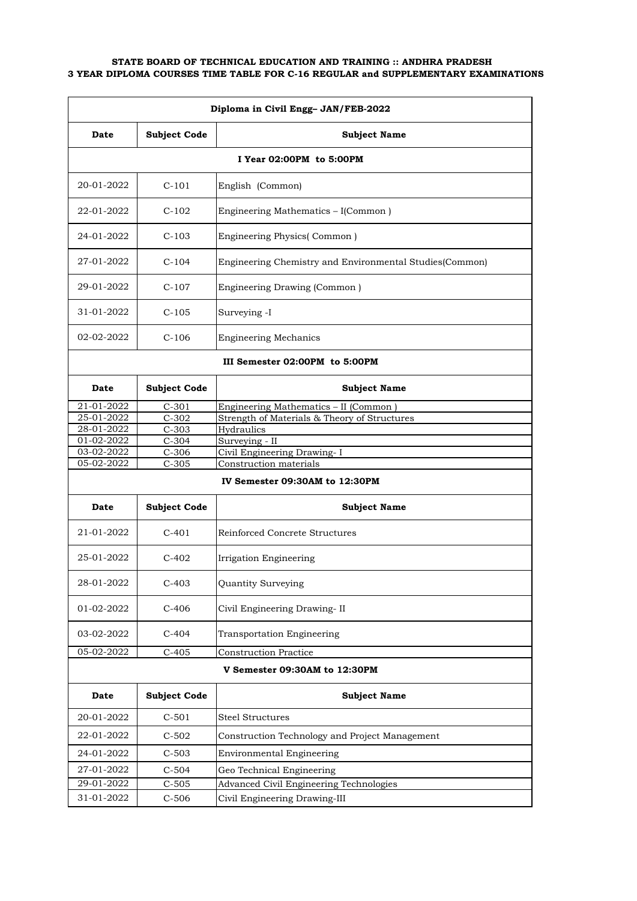**STATE BOARD OF TECHNICAL EDUCATION AND TRAINING :: ANDHRA PRADESH**
**3 YEAR DIPLOMA COURSES TIME TABLE FOR C-16 REGULAR and SUPPLEMENTARY EXAMINATIONS**

| Diploma in Civil Engg– JAN/FEB-2022 | | |
|---|---|---|
| **Date** | **Subject Code** | **Subject Name** |
| **I Year 02:00PM to 5:00PM** | | |
| 20-01-2022 | C-101 | English (Common) |
| 22-01-2022 | C-102 | Engineering Mathematics – I(Common ) |
| 24-01-2022 | C-103 | Engineering Physics( Common ) |
| 27-01-2022 | C-104 | Engineering Chemistry and Environmental Studies(Common) |
| 29-01-2022 | C-107 | Engineering Drawing (Common ) |
| 31-01-2022 | C-105 | Surveying -I |
| 02-02-2022 | C-106 | Engineering Mechanics |
| **III Semester 02:00PM to 5:00PM** | | |
| **Date** | **Subject Code** | **Subject Name** |
| 21-01-2022 | C-301 | Engineering Mathematics – II (Common ) |
| 25-01-2022 | C-302 | Strength of Materials & Theory of Structures |
| 28-01-2022 | C-303 | Hydraulics |
| 01-02-2022 | C-304 | Surveying - II |
| 03-02-2022 | C-306 | Civil Engineering Drawing- I |
| 05-02-2022 | C-305 | Construction materials |
| **IV Semester 09:30AM to 12:30PM** | | |
| **Date** | **Subject Code** | **Subject Name** |
| 21-01-2022 | C-401 | Reinforced Concrete Structures |
| 25-01-2022 | C-402 | Irrigation Engineering |
| 28-01-2022 | C-403 | Quantity Surveying |
| 01-02-2022 | C-406 | Civil Engineering Drawing- II |
| 03-02-2022 | C-404 | Transportation Engineering |
| 05-02-2022 | C-405 | Construction Practice |
| **V Semester 09:30AM to 12:30PM** | | |
| **Date** | **Subject Code** | **Subject Name** |
| 20-01-2022 | C-501 | Steel Structures |
| 22-01-2022 | C-502 | Construction Technology and Project Management |
| 24-01-2022 | C-503 | Environmental Engineering |
| 27-01-2022 | C-504 | Geo Technical Engineering |
| 29-01-2022 | C-505 | Advanced Civil Engineering Technologies |
| 31-01-2022 | C-506 | Civil Engineering Drawing-III |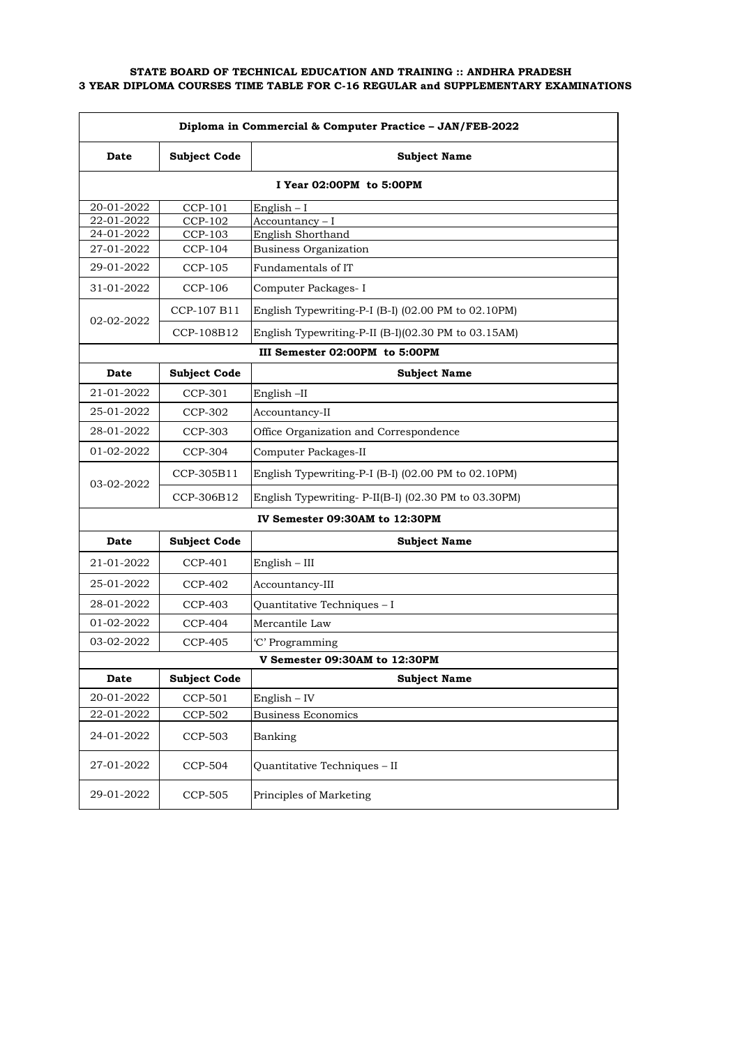**STATE BOARD OF TECHNICAL EDUCATION AND TRAINING :: ANDHRA PRADESH**
**3 YEAR DIPLOMA COURSES TIME TABLE FOR C-16 REGULAR and SUPPLEMENTARY EXAMINATIONS**

| Diploma in Commercial & Computer Practice – JAN/FEB-2022 | | |
|---|---|---|
| **Date** | **Subject Code** | **Subject Name** |
| **I Year 02:00PM to 5:00PM** | | |
| 20-01-2022 | CCP-101 | English – I |
| 22-01-2022 | CCP-102 | Accountancy – I |
| 24-01-2022 | CCP-103 | English Shorthand |
| 27-01-2022 | CCP-104 | Business Organization |
| 29-01-2022 | CCP-105 | Fundamentals of IT |
| 31-01-2022 | CCP-106 | Computer Packages- I |
| 02-02-2022 | CCP-107 B11 | English Typewriting-P-I (B-I) (02.00 PM to 02.10PM) |
| | CCP-108B12 | English Typewriting-P-II (B-I)(02.30 PM to 03.15AM) |
| **III Semester 02:00PM to 5:00PM** | | |
| **Date** | **Subject Code** | **Subject Name** |
| 21-01-2022 | CCP-301 | English –II |
| 25-01-2022 | CCP-302 | Accountancy-II |
| 28-01-2022 | CCP-303 | Office Organization and Correspondence |
| 01-02-2022 | CCP-304 | Computer Packages-II |
| 03-02-2022 | CCP-305B11 | English Typewriting-P-I (B-I) (02.00 PM to 02.10PM) |
| | CCP-306B12 | English Typewriting- P-II(B-I) (02.30 PM to 03.30PM) |
| **IV Semester 09:30AM to 12:30PM** | | |
| **Date** | **Subject Code** | **Subject Name** |
| 21-01-2022 | CCP-401 | English – III |
| 25-01-2022 | CCP-402 | Accountancy-III |
| 28-01-2022 | CCP-403 | Quantitative Techniques – I |
| 01-02-2022 | CCP-404 | Mercantile Law |
| 03-02-2022 | CCP-405 | 'C' Programming |
| **V Semester 09:30AM to 12:30PM** | | |
| **Date** | **Subject Code** | **Subject Name** |
| 20-01-2022 | CCP-501 | English – IV |
| 22-01-2022 | CCP-502 | Business Economics |
| 24-01-2022 | CCP-503 | Banking |
| 27-01-2022 | CCP-504 | Quantitative Techniques – II |
| 29-01-2022 | CCP-505 | Principles of Marketing |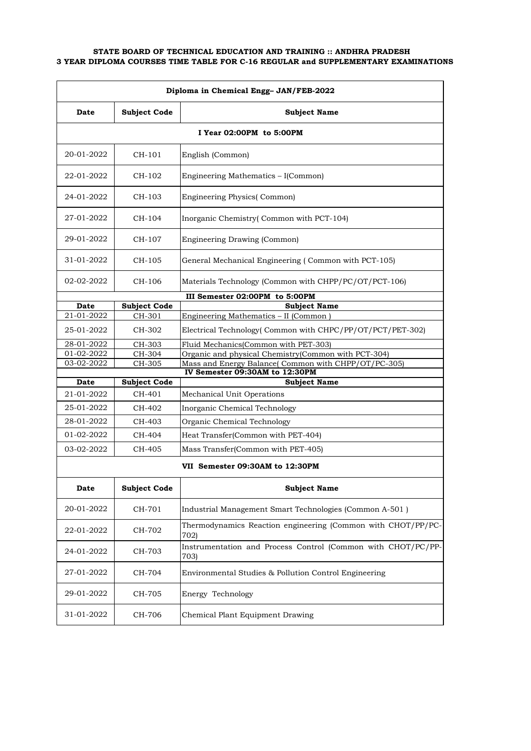**STATE BOARD OF TECHNICAL EDUCATION AND TRAINING :: ANDHRA PRADESH**
**3 YEAR DIPLOMA COURSES TIME TABLE FOR C-16 REGULAR and SUPPLEMENTARY EXAMINATIONS**

| Diploma in Chemical Engg– JAN/FEB-2022 | | |
|---|---|---|
| **Date** | **Subject Code** | **Subject Name** |
| **I Year 02:00PM to 5:00PM** | | |
| 20-01-2022 | CH-101 | English (Common) |
| 22-01-2022 | CH-102 | Engineering Mathematics – I(Common) |
| 24-01-2022 | CH-103 | Engineering Physics( Common) |
| 27-01-2022 | CH-104 | Inorganic Chemistry( Common with PCT-104) |
| 29-01-2022 | CH-107 | Engineering Drawing (Common) |
| 31-01-2022 | CH-105 | General Mechanical Engineering ( Common with PCT-105) |
| 02-02-2022 | CH-106 | Materials Technology (Common with CHPP/PC/OT/PCT-106) |
| **III Semester 02:00PM to 5:00PM** | | |
| **Date** | **Subject Code** | **Subject Name** |
| 21-01-2022 | CH-301 | Engineering Mathematics – II (Common ) |
| 25-01-2022 | CH-302 | Electrical Technology( Common with CHPC/PP/OT/PCT/PET-302) |
| 28-01-2022 | CH-303 | Fluid Mechanics(Common with PET-303) |
| 01-02-2022 | CH-304 | Organic and physical Chemistry(Common with PCT-304) |
| 03-02-2022 | CH-305 | Mass and Energy Balance( Common with CHPP/OT/PC-305) |
| **IV Semester 09:30AM to 12:30PM** | | |
| **Date** | **Subject Code** | **Subject Name** |
| 21-01-2022 | CH-401 | Mechanical Unit Operations |
| 25-01-2022 | CH-402 | Inorganic Chemical Technology |
| 28-01-2022 | CH-403 | Organic Chemical Technology |
| 01-02-2022 | CH-404 | Heat Transfer(Common with PET-404) |
| 03-02-2022 | CH-405 | Mass Transfer(Common with PET-405) |
| **VII Semester 09:30AM to 12:30PM** | | |
| **Date** | **Subject Code** | **Subject Name** |
| 20-01-2022 | CH-701 | Industrial Management Smart Technologies (Common A-501 ) |
| 22-01-2022 | CH-702 | Thermodynamics Reaction engineering (Common with CHOT/PP/PC-702) |
| 24-01-2022 | CH-703 | Instrumentation and Process Control (Common with CHOT/PC/PP-703) |
| 27-01-2022 | CH-704 | Environmental Studies & Pollution Control Engineering |
| 29-01-2022 | CH-705 | Energy Technology |
| 31-01-2022 | CH-706 | Chemical Plant Equipment Drawing |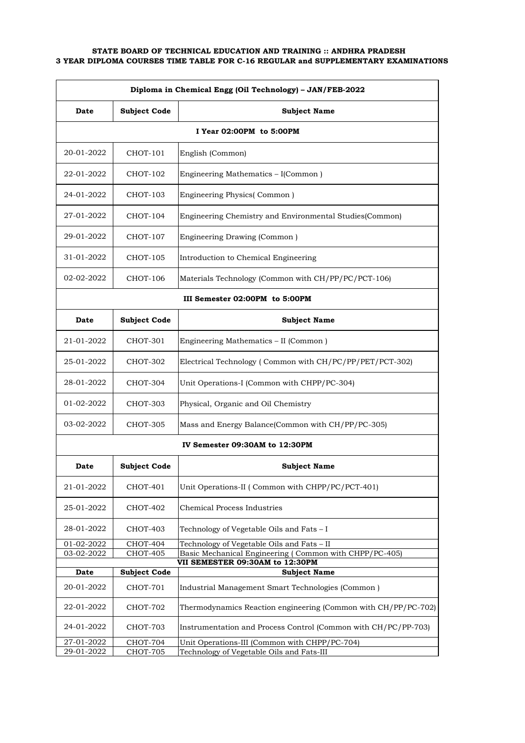**STATE BOARD OF TECHNICAL EDUCATION AND TRAINING :: ANDHRA PRADESH**
**3 YEAR DIPLOMA COURSES TIME TABLE FOR C-16 REGULAR and SUPPLEMENTARY EXAMINATIONS**

| Diploma in Chemical Engg (Oil Technology) – JAN/FEB-2022 | | |
|---|---|---|
| **Date** | **Subject Code** | **Subject Name** |
| **I Year 02:00PM to 5:00PM** | | |
| 20-01-2022 | CHOT-101 | English (Common) |
| 22-01-2022 | CHOT-102 | Engineering Mathematics – I(Common ) |
| 24-01-2022 | CHOT-103 | Engineering Physics( Common ) |
| 27-01-2022 | CHOT-104 | Engineering Chemistry and Environmental Studies(Common) |
| 29-01-2022 | CHOT-107 | Engineering Drawing (Common ) |
| 31-01-2022 | CHOT-105 | Introduction to Chemical Engineering |
| 02-02-2022 | CHOT-106 | Materials Technology (Common with CH/PP/PC/PCT-106) |
| **III Semester 02:00PM to 5:00PM** | | |
| **Date** | **Subject Code** | **Subject Name** |
| 21-01-2022 | CHOT-301 | Engineering Mathematics – II (Common ) |
| 25-01-2022 | CHOT-302 | Electrical Technology ( Common with CH/PC/PP/PET/PCT-302) |
| 28-01-2022 | CHOT-304 | Unit Operations-I (Common with CHPP/PC-304) |
| 01-02-2022 | CHOT-303 | Physical, Organic and Oil Chemistry |
| 03-02-2022 | CHOT-305 | Mass and Energy Balance(Common with CH/PP/PC-305) |
| **IV Semester 09:30AM to 12:30PM** | | |
| **Date** | **Subject Code** | **Subject Name** |
| 21-01-2022 | CHOT-401 | Unit Operations-II ( Common with CHPP/PC/PCT-401) |
| 25-01-2022 | CHOT-402 | Chemical Process Industries |
| 28-01-2022 | CHOT-403 | Technology of Vegetable Oils and Fats – I |
| 01-02-2022 | CHOT-404 | Technology of Vegetable Oils and Fats – II |
| 03-02-2022 | CHOT-405 | Basic Mechanical Engineering ( Common with CHPP/PC-405) |
| **VII SEMESTER 09:30AM to 12:30PM** | | |
| **Date** | **Subject Code** | **Subject Name** |
| 20-01-2022 | CHOT-701 | Industrial Management Smart Technologies (Common ) |
| 22-01-2022 | CHOT-702 | Thermodynamics Reaction engineering (Common with CH/PP/PC-702) |
| 24-01-2022 | CHOT-703 | Instrumentation and Process Control (Common with CH/PC/PP-703) |
| 27-01-2022 | CHOT-704 | Unit Operations-III (Common with CHPP/PC-704) |
| 29-01-2022 | CHOT-705 | Technology of Vegetable Oils and Fats-III |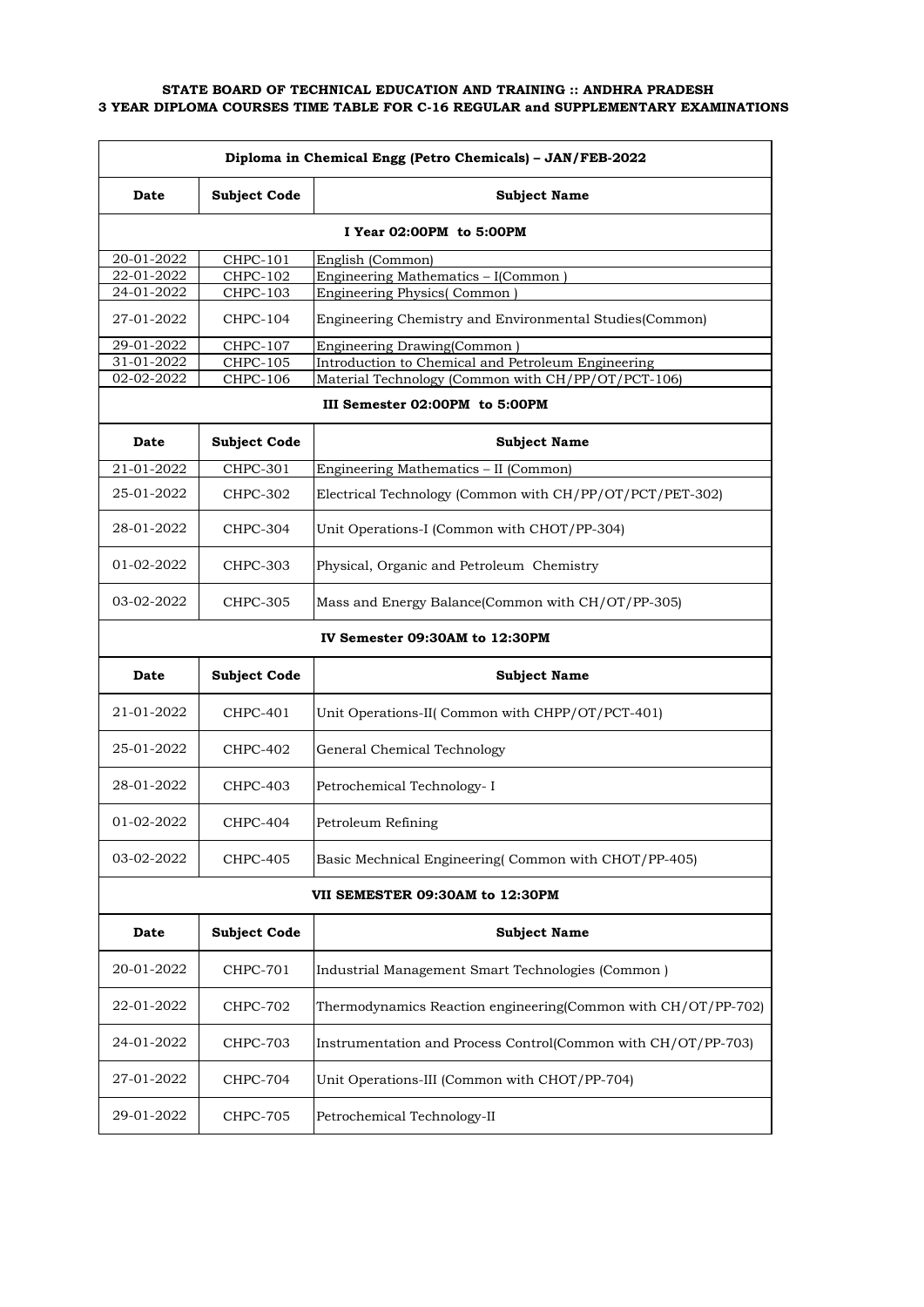**STATE BOARD OF TECHNICAL EDUCATION AND TRAINING :: ANDHRA PRADESH**
**3 YEAR DIPLOMA COURSES TIME TABLE FOR C-16 REGULAR and SUPPLEMENTARY EXAMINATIONS**

| Diploma in Chemical Engg (Petro Chemicals) – JAN/FEB-2022 | | |
|---|---|---|
| **Date** | **Subject Code** | **Subject Name** |
| **I Year 02:00PM to 5:00PM** | | |
| 20-01-2022 | CHPC-101 | English (Common) |
| 22-01-2022 | CHPC-102 | Engineering Mathematics – I(Common ) |
| 24-01-2022 | CHPC-103 | Engineering Physics( Common ) |
| 27-01-2022 | CHPC-104 | Engineering Chemistry and Environmental Studies(Common) |
| 29-01-2022 | CHPC-107 | Engineering Drawing(Common ) |
| 31-01-2022 | CHPC-105 | Introduction to Chemical and Petroleum Engineering |
| 02-02-2022 | CHPC-106 | Material Technology (Common with CH/PP/OT/PCT-106) |
| **III Semester 02:00PM to 5:00PM** | | |
| **Date** | **Subject Code** | **Subject Name** |
| 21-01-2022 | CHPC-301 | Engineering Mathematics – II (Common) |
| 25-01-2022 | CHPC-302 | Electrical Technology (Common with CH/PP/OT/PCT/PET-302) |
| 28-01-2022 | CHPC-304 | Unit Operations-I (Common with CHOT/PP-304) |
| 01-02-2022 | CHPC-303 | Physical, Organic and Petroleum Chemistry |
| 03-02-2022 | CHPC-305 | Mass and Energy Balance(Common with CH/OT/PP-305) |
| **IV Semester 09:30AM to 12:30PM** | | |
| **Date** | **Subject Code** | **Subject Name** |
| 21-01-2022 | CHPC-401 | Unit Operations-II( Common with CHPP/OT/PCT-401) |
| 25-01-2022 | CHPC-402 | General Chemical Technology |
| 28-01-2022 | CHPC-403 | Petrochemical Technology- I |
| 01-02-2022 | CHPC-404 | Petroleum Refining |
| 03-02-2022 | CHPC-405 | Basic Mechnical Engineering( Common with CHOT/PP-405) |
| **VII SEMESTER 09:30AM to 12:30PM** | | |
| **Date** | **Subject Code** | **Subject Name** |
| 20-01-2022 | CHPC-701 | Industrial Management Smart Technologies (Common ) |
| 22-01-2022 | CHPC-702 | Thermodynamics Reaction engineering(Common with CH/OT/PP-702) |
| 24-01-2022 | CHPC-703 | Instrumentation and Process Control(Common with CH/OT/PP-703) |
| 27-01-2022 | CHPC-704 | Unit Operations-III (Common with CHOT/PP-704) |
| 29-01-2022 | CHPC-705 | Petrochemical Technology-II |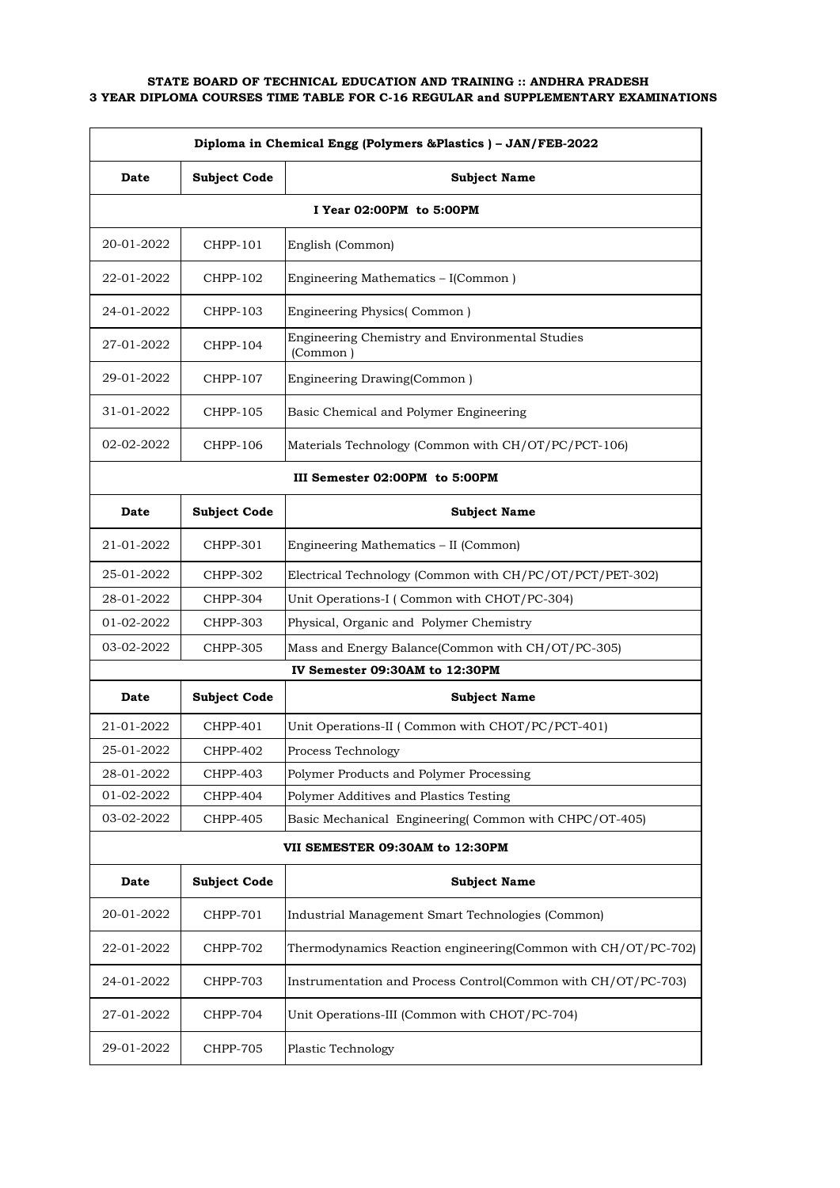**STATE BOARD OF TECHNICAL EDUCATION AND TRAINING :: ANDHRA PRADESH**
**3 YEAR DIPLOMA COURSES TIME TABLE FOR C-16 REGULAR and SUPPLEMENTARY EXAMINATIONS**

| Diploma in Chemical Engg (Polymers &Plastics ) – JAN/FEB-2022 | | |
|---|---|---|
| **Date** | **Subject Code** | **Subject Name** |
| **I Year 02:00PM to 5:00PM** | | |
| 20-01-2022 | CHPP-101 | English (Common) |
| 22-01-2022 | CHPP-102 | Engineering Mathematics – I(Common ) |
| 24-01-2022 | CHPP-103 | Engineering Physics( Common ) |
| 27-01-2022 | CHPP-104 | Engineering Chemistry and Environmental Studies (Common ) |
| 29-01-2022 | CHPP-107 | Engineering Drawing(Common ) |
| 31-01-2022 | CHPP-105 | Basic Chemical and Polymer Engineering |
| 02-02-2022 | CHPP-106 | Materials Technology (Common with CH/OT/PC/PCT-106) |
| **III Semester 02:00PM to 5:00PM** | | |
| **Date** | **Subject Code** | **Subject Name** |
| 21-01-2022 | CHPP-301 | Engineering Mathematics – II (Common) |
| 25-01-2022 | CHPP-302 | Electrical Technology (Common with CH/PC/OT/PCT/PET-302) |
| 28-01-2022 | CHPP-304 | Unit Operations-I ( Common with CHOT/PC-304) |
| 01-02-2022 | CHPP-303 | Physical, Organic and Polymer Chemistry |
| 03-02-2022 | CHPP-305 | Mass and Energy Balance(Common with CH/OT/PC-305) |
| **IV Semester 09:30AM to 12:30PM** | | |
| **Date** | **Subject Code** | **Subject Name** |
| 21-01-2022 | CHPP-401 | Unit Operations-II ( Common with CHOT/PC/PCT-401) |
| 25-01-2022 | CHPP-402 | Process Technology |
| 28-01-2022 | CHPP-403 | Polymer Products and Polymer Processing |
| 01-02-2022 | CHPP-404 | Polymer Additives and Plastics Testing |
| 03-02-2022 | CHPP-405 | Basic Mechanical Engineering( Common with CHPC/OT-405) |
| **VII SEMESTER 09:30AM to 12:30PM** | | |
| **Date** | **Subject Code** | **Subject Name** |
| 20-01-2022 | CHPP-701 | Industrial Management Smart Technologies (Common) |
| 22-01-2022 | CHPP-702 | Thermodynamics Reaction engineering(Common with CH/OT/PC-702) |
| 24-01-2022 | CHPP-703 | Instrumentation and Process Control(Common with CH/OT/PC-703) |
| 27-01-2022 | CHPP-704 | Unit Operations-III (Common with CHOT/PC-704) |
| 29-01-2022 | CHPP-705 | Plastic Technology |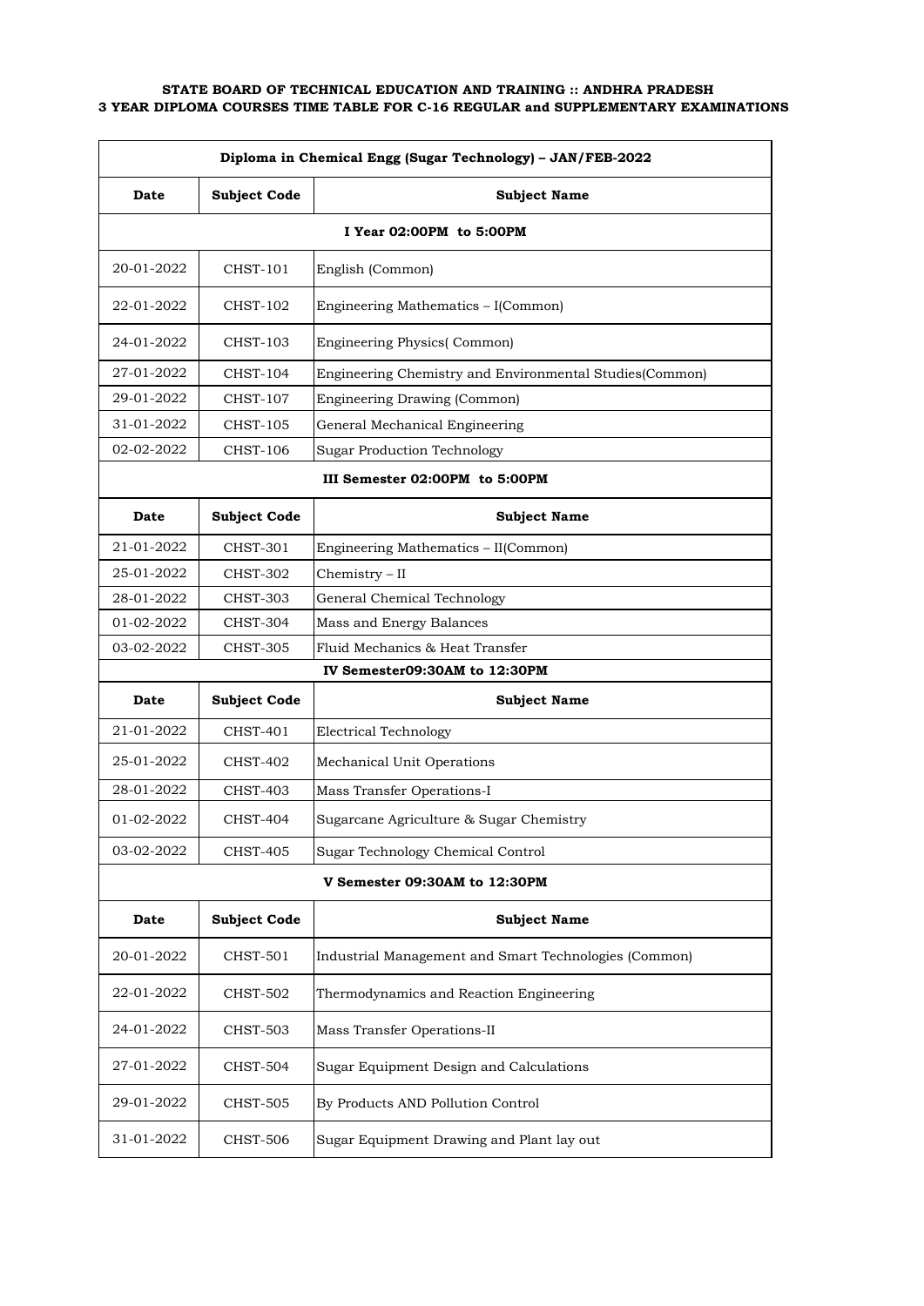**STATE BOARD OF TECHNICAL EDUCATION AND TRAINING :: ANDHRA PRADESH**
**3 YEAR DIPLOMA COURSES TIME TABLE FOR C-16 REGULAR and SUPPLEMENTARY EXAMINATIONS**

| Diploma in Chemical Engg (Sugar Technology) – JAN/FEB-2022 | | |
|---|---|---|
| **Date** | **Subject Code** | **Subject Name** |
| **I Year 02:00PM to 5:00PM** | | |
| 20-01-2022 | CHST-101 | English (Common) |
| 22-01-2022 | CHST-102 | Engineering Mathematics – I(Common) |
| 24-01-2022 | CHST-103 | Engineering Physics( Common) |
| 27-01-2022 | CHST-104 | Engineering Chemistry and Environmental Studies(Common) |
| 29-01-2022 | CHST-107 | Engineering Drawing (Common) |
| 31-01-2022 | CHST-105 | General Mechanical Engineering |
| 02-02-2022 | CHST-106 | Sugar Production Technology |
| **III Semester 02:00PM to 5:00PM** | | |
| **Date** | **Subject Code** | **Subject Name** |
| 21-01-2022 | CHST-301 | Engineering Mathematics – II(Common) |
| 25-01-2022 | CHST-302 | Chemistry – II |
| 28-01-2022 | CHST-303 | General Chemical Technology |
| 01-02-2022 | CHST-304 | Mass and Energy Balances |
| 03-02-2022 | CHST-305 | Fluid Mechanics & Heat Transfer |
| **IV Semester09:30AM to 12:30PM** | | |
| **Date** | **Subject Code** | **Subject Name** |
| 21-01-2022 | CHST-401 | Electrical Technology |
| 25-01-2022 | CHST-402 | Mechanical Unit Operations |
| 28-01-2022 | CHST-403 | Mass Transfer Operations-I |
| 01-02-2022 | CHST-404 | Sugarcane Agriculture & Sugar Chemistry |
| 03-02-2022 | CHST-405 | Sugar Technology Chemical Control |
| **V Semester 09:30AM to 12:30PM** | | |
| **Date** | **Subject Code** | **Subject Name** |
| 20-01-2022 | CHST-501 | Industrial Management and Smart Technologies (Common) |
| 22-01-2022 | CHST-502 | Thermodynamics and Reaction Engineering |
| 24-01-2022 | CHST-503 | Mass Transfer Operations-II |
| 27-01-2022 | CHST-504 | Sugar Equipment Design and Calculations |
| 29-01-2022 | CHST-505 | By Products AND Pollution Control |
| 31-01-2022 | CHST-506 | Sugar Equipment Drawing and Plant lay out |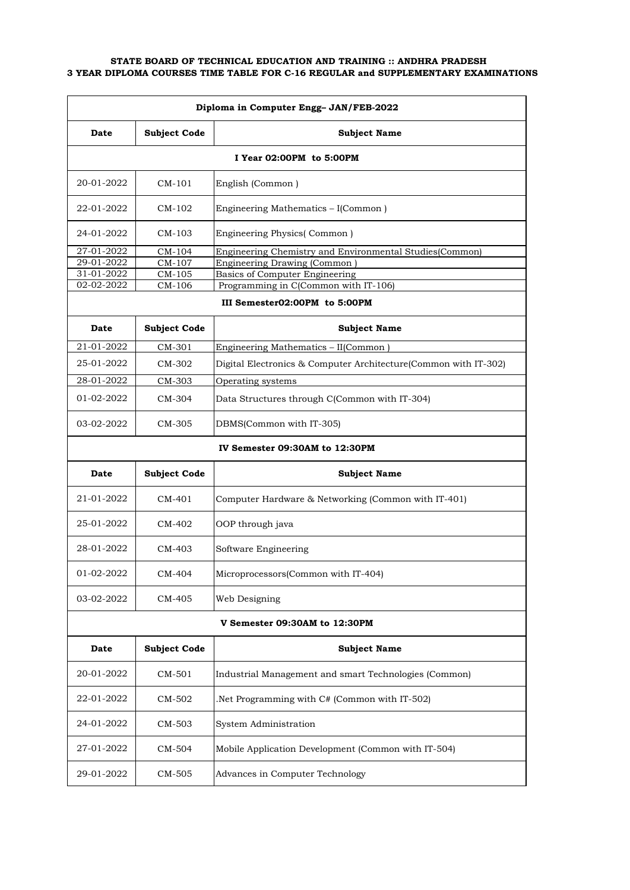**STATE BOARD OF TECHNICAL EDUCATION AND TRAINING :: ANDHRA PRADESH**
**3 YEAR DIPLOMA COURSES TIME TABLE FOR C-16 REGULAR and SUPPLEMENTARY EXAMINATIONS**

| Diploma in Computer Engg– JAN/FEB-2022 | | |
|---|---|---|
| **Date** | **Subject Code** | **Subject Name** |
| **I Year 02:00PM to 5:00PM** | | |
| 20-01-2022 | CM-101 | English (Common ) |
| 22-01-2022 | CM-102 | Engineering Mathematics – I(Common ) |
| 24-01-2022 | CM-103 | Engineering Physics( Common ) |
| 27-01-2022 | CM-104 | Engineering Chemistry and Environmental Studies(Common) |
| 29-01-2022 | CM-107 | Engineering Drawing (Common ) |
| 31-01-2022 | CM-105 | Basics of Computer Engineering |
| 02-02-2022 | CM-106 | Programming in C(Common with IT-106) |
| **III Semester02:00PM to 5:00PM** | | |
| **Date** | **Subject Code** | **Subject Name** |
| 21-01-2022 | CM-301 | Engineering Mathematics – II(Common ) |
| 25-01-2022 | CM-302 | Digital Electronics & Computer Architecture(Common with IT-302) |
| 28-01-2022 | CM-303 | Operating systems |
| 01-02-2022 | CM-304 | Data Structures through C(Common with IT-304) |
| 03-02-2022 | CM-305 | DBMS(Common with IT-305) |
| **IV Semester 09:30AM to 12:30PM** | | |
| **Date** | **Subject Code** | **Subject Name** |
| 21-01-2022 | CM-401 | Computer Hardware & Networking (Common with IT-401) |
| 25-01-2022 | CM-402 | OOP through java |
| 28-01-2022 | CM-403 | Software Engineering |
| 01-02-2022 | CM-404 | Microprocessors(Common with IT-404) |
| 03-02-2022 | CM-405 | Web Designing |
| **V Semester 09:30AM to 12:30PM** | | |
| **Date** | **Subject Code** | **Subject Name** |
| 20-01-2022 | CM-501 | Industrial Management and smart Technologies (Common) |
| 22-01-2022 | CM-502 | .Net Programming with C# (Common with IT-502) |
| 24-01-2022 | CM-503 | System Administration |
| 27-01-2022 | CM-504 | Mobile Application Development (Common with IT-504) |
| 29-01-2022 | CM-505 | Advances in Computer Technology |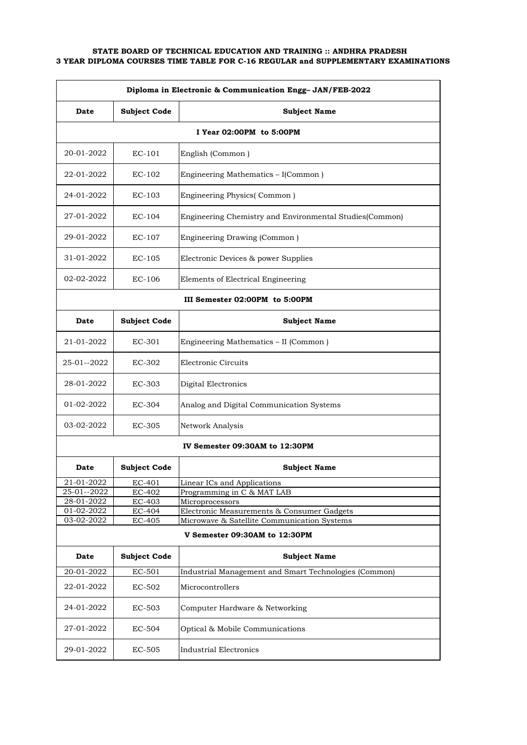**STATE BOARD OF TECHNICAL EDUCATION AND TRAINING :: ANDHRA PRADESH**
**3 YEAR DIPLOMA COURSES TIME TABLE FOR C-16 REGULAR and SUPPLEMENTARY EXAMINATIONS**

| Diploma in Electronic & Communication Engg– JAN/FEB-2022 | | |
|---|---|---|
| **Date** | **Subject Code** | **Subject Name** |
| **I Year 02:00PM to 5:00PM** | | |
| 20-01-2022 | EC-101 | English (Common ) |
| 22-01-2022 | EC-102 | Engineering Mathematics – I(Common ) |
| 24-01-2022 | EC-103 | Engineering Physics( Common ) |
| 27-01-2022 | EC-104 | Engineering Chemistry and Environmental Studies(Common) |
| 29-01-2022 | EC-107 | Engineering Drawing (Common ) |
| 31-01-2022 | EC-105 | Electronic Devices & power Supplies |
| 02-02-2022 | EC-106 | Elements of Electrical Engineering |
| **III Semester 02:00PM to 5:00PM** | | |
| **Date** | **Subject Code** | **Subject Name** |
| 21-01-2022 | EC-301 | Engineering Mathematics – II (Common ) |
| 25-01--2022 | EC-302 | Electronic Circuits |
| 28-01-2022 | EC-303 | Digital Electronics |
| 01-02-2022 | EC-304 | Analog and Digital Communication Systems |
| 03-02-2022 | EC-305 | Network Analysis |
| **IV Semester 09:30AM to 12:30PM** | | |
| **Date** | **Subject Code** | **Subject Name** |
| 21-01-2022 | EC-401 | Linear ICs and Applications |
| 25-01--2022 | EC-402 | Programming in C & MAT LAB |
| 28-01-2022 | EC-403 | Microprocessors |
| 01-02-2022 | EC-404 | Electronic Measurements & Consumer Gadgets |
| 03-02-2022 | EC-405 | Microwave & Satellite Communication Systems |
| **V Semester 09:30AM to 12:30PM** | | |
| **Date** | **Subject Code** | **Subject Name** |
| 20-01-2022 | EC-501 | Industrial Management and Smart Technologies (Common) |
| 22-01-2022 | EC-502 | Microcontrollers |
| 24-01-2022 | EC-503 | Computer Hardware & Networking |
| 27-01-2022 | EC-504 | Optical & Mobile Communications |
| 29-01-2022 | EC-505 | Industrial Electronics |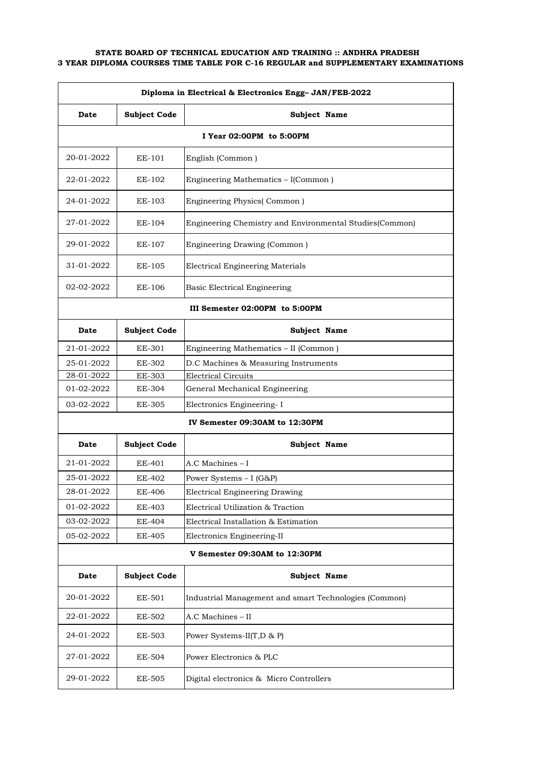**STATE BOARD OF TECHNICAL EDUCATION AND TRAINING :: ANDHRA PRADESH**
**3 YEAR DIPLOMA COURSES TIME TABLE FOR C-16 REGULAR and SUPPLEMENTARY EXAMINATIONS**

| Diploma in Electrical & Electronics Engg– JAN/FEB-2022 | | |
|---|---|---|
| **Date** | **Subject Code** | **Subject Name** |
| **I Year 02:00PM to 5:00PM** | | |
| 20-01-2022 | EE-101 | English (Common ) |
| 22-01-2022 | EE-102 | Engineering Mathematics – I(Common ) |
| 24-01-2022 | EE-103 | Engineering Physics( Common ) |
| 27-01-2022 | EE-104 | Engineering Chemistry and Environmental Studies(Common) |
| 29-01-2022 | EE-107 | Engineering Drawing (Common ) |
| 31-01-2022 | EE-105 | Electrical Engineering Materials |
| 02-02-2022 | EE-106 | Basic Electrical Engineering |
| **III Semester 02:00PM to 5:00PM** | | |
| **Date** | **Subject Code** | **Subject Name** |
| 21-01-2022 | EE-301 | Engineering Mathematics – II (Common ) |
| 25-01-2022 | EE-302 | D.C Machines & Measuring Instruments |
| 28-01-2022 | EE-303 | Electrical Circuits |
| 01-02-2022 | EE-304 | General Mechanical Engineering |
| 03-02-2022 | EE-305 | Electronics Engineering- I |
| **IV Semester 09:30AM to 12:30PM** | | |
| **Date** | **Subject Code** | **Subject Name** |
| 21-01-2022 | EE-401 | A.C Machines – I |
| 25-01-2022 | EE-402 | Power Systems – I (G&P) |
| 28-01-2022 | EE-406 | Electrical Engineering Drawing |
| 01-02-2022 | EE-403 | Electrical Utilization & Traction |
| 03-02-2022 | EE-404 | Electrical Installation & Estimation |
| 05-02-2022 | EE-405 | Electronics Engineering-II |
| **V Semester 09:30AM to 12:30PM** | | |
| **Date** | **Subject Code** | **Subject Name** |
| 20-01-2022 | EE-501 | Industrial Management and smart Technologies (Common) |
| 22-01-2022 | EE-502 | A.C Machines – II |
| 24-01-2022 | EE-503 | Power Systems-II(T,D & P) |
| 27-01-2022 | EE-504 | Power Electronics & PLC |
| 29-01-2022 | EE-505 | Digital electronics & Micro Controllers |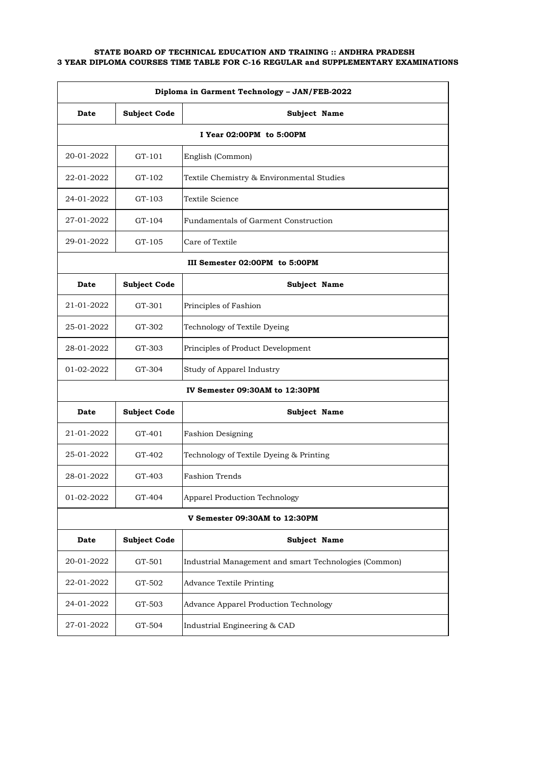**STATE BOARD OF TECHNICAL EDUCATION AND TRAINING :: ANDHRA PRADESH**
**3 YEAR DIPLOMA COURSES TIME TABLE FOR C-16 REGULAR and SUPPLEMENTARY EXAMINATIONS**

| Diploma in Garment Technology – JAN/FEB-2022 | | |
|---|---|---|
| **Date** | **Subject Code** | **Subject Name** |
| **I Year 02:00PM to 5:00PM** | | |
| 20-01-2022 | GT-101 | English (Common) |
| 22-01-2022 | GT-102 | Textile Chemistry & Environmental Studies |
| 24-01-2022 | GT-103 | Textile Science |
| 27-01-2022 | GT-104 | Fundamentals of Garment Construction |
| 29-01-2022 | GT-105 | Care of Textile |
| **III Semester 02:00PM to 5:00PM** | | |
| **Date** | **Subject Code** | **Subject Name** |
| 21-01-2022 | GT-301 | Principles of Fashion |
| 25-01-2022 | GT-302 | Technology of Textile Dyeing |
| 28-01-2022 | GT-303 | Principles of Product Development |
| 01-02-2022 | GT-304 | Study of Apparel Industry |
| **IV Semester 09:30AM to 12:30PM** | | |
| **Date** | **Subject Code** | **Subject Name** |
| 21-01-2022 | GT-401 | Fashion Designing |
| 25-01-2022 | GT-402 | Technology of Textile Dyeing & Printing |
| 28-01-2022 | GT-403 | Fashion Trends |
| 01-02-2022 | GT-404 | Apparel Production Technology |
| **V Semester 09:30AM to 12:30PM** | | |
| **Date** | **Subject Code** | **Subject Name** |
| 20-01-2022 | GT-501 | Industrial Management and smart Technologies (Common) |
| 22-01-2022 | GT-502 | Advance Textile Printing |
| 24-01-2022 | GT-503 | Advance Apparel Production Technology |
| 27-01-2022 | GT-504 | Industrial Engineering & CAD |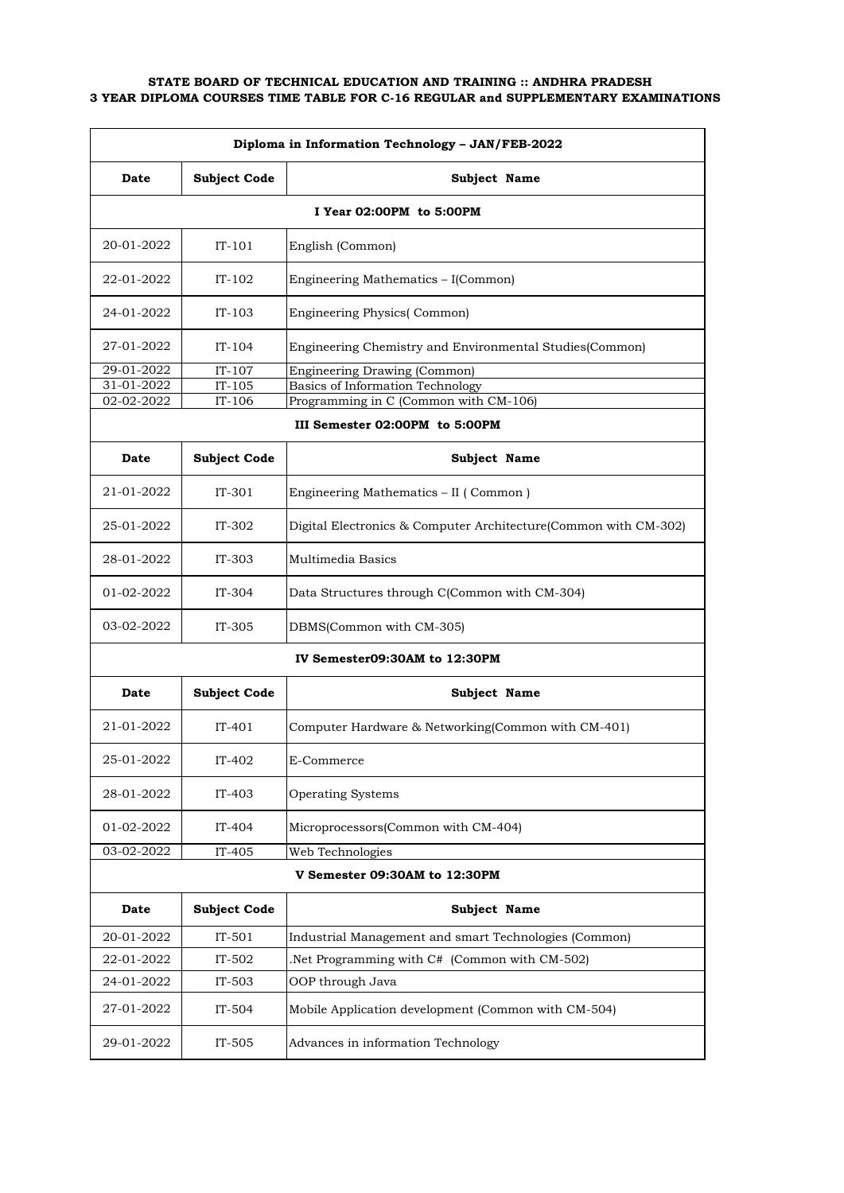**STATE BOARD OF TECHNICAL EDUCATION AND TRAINING :: ANDHRA PRADESH**
**3 YEAR DIPLOMA COURSES TIME TABLE FOR C-16 REGULAR and SUPPLEMENTARY EXAMINATIONS**

| Diploma in Information Technology – JAN/FEB-2022 | | |
|---|---|---|
| **Date** | **Subject Code** | **Subject Name** |
| **I Year 02:00PM to 5:00PM** | | |
| 20-01-2022 | IT-101 | English (Common) |
| 22-01-2022 | IT-102 | Engineering Mathematics – I(Common) |
| 24-01-2022 | IT-103 | Engineering Physics( Common) |
| 27-01-2022 | IT-104 | Engineering Chemistry and Environmental Studies(Common) |
| 29-01-2022 | IT-107 | Engineering Drawing (Common) |
| 31-01-2022 | IT-105 | Basics of Information Technology |
| 02-02-2022 | IT-106 | Programming in C (Common with CM-106) |
| **III Semester 02:00PM to 5:00PM** | | |
| **Date** | **Subject Code** | **Subject Name** |
| 21-01-2022 | IT-301 | Engineering Mathematics – II ( Common ) |
| 25-01-2022 | IT-302 | Digital Electronics & Computer Architecture(Common with CM-302) |
| 28-01-2022 | IT-303 | Multimedia Basics |
| 01-02-2022 | IT-304 | Data Structures through C(Common with CM-304) |
| 03-02-2022 | IT-305 | DBMS(Common with CM-305) |
| **IV Semester09:30AM to 12:30PM** | | |
| **Date** | **Subject Code** | **Subject Name** |
| 21-01-2022 | IT-401 | Computer Hardware & Networking(Common with CM-401) |
| 25-01-2022 | IT-402 | E-Commerce |
| 28-01-2022 | IT-403 | Operating Systems |
| 01-02-2022 | IT-404 | Microprocessors(Common with CM-404) |
| 03-02-2022 | IT-405 | Web Technologies |
| **V Semester 09:30AM to 12:30PM** | | |
| **Date** | **Subject Code** | **Subject Name** |
| 20-01-2022 | IT-501 | Industrial Management and smart Technologies (Common) |
| 22-01-2022 | IT-502 | .Net Programming with C# (Common with CM-502) |
| 24-01-2022 | IT-503 | OOP through Java |
| 27-01-2022 | IT-504 | Mobile Application development (Common with CM-504) |
| 29-01-2022 | IT-505 | Advances in information Technology |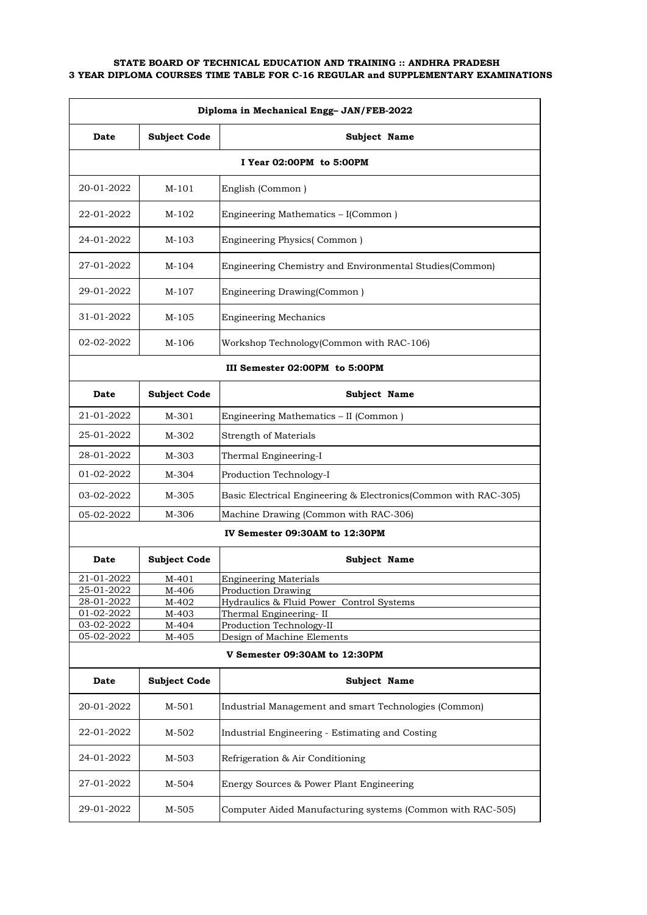**STATE BOARD OF TECHNICAL EDUCATION AND TRAINING :: ANDHRA PRADESH**
**3 YEAR DIPLOMA COURSES TIME TABLE FOR C-16 REGULAR and SUPPLEMENTARY EXAMINATIONS**

| Diploma in Mechanical Engg– JAN/FEB-2022 | | |
|---|---|---|
| **Date** | **Subject Code** | **Subject Name** |
| **I Year 02:00PM to 5:00PM** | | |
| 20-01-2022 | M-101 | English (Common ) |
| 22-01-2022 | M-102 | Engineering Mathematics – I(Common ) |
| 24-01-2022 | M-103 | Engineering Physics( Common ) |
| 27-01-2022 | M-104 | Engineering Chemistry and Environmental Studies(Common) |
| 29-01-2022 | M-107 | Engineering Drawing(Common ) |
| 31-01-2022 | M-105 | Engineering Mechanics |
| 02-02-2022 | M-106 | Workshop Technology(Common with RAC-106) |
| **III Semester 02:00PM to 5:00PM** | | |
| **Date** | **Subject Code** | **Subject Name** |
| 21-01-2022 | M-301 | Engineering Mathematics – II (Common ) |
| 25-01-2022 | M-302 | Strength of Materials |
| 28-01-2022 | M-303 | Thermal Engineering-I |
| 01-02-2022 | M-304 | Production Technology-I |
| 03-02-2022 | M-305 | Basic Electrical Engineering & Electronics(Common with RAC-305) |
| 05-02-2022 | M-306 | Machine Drawing (Common with RAC-306) |
| **IV Semester 09:30AM to 12:30PM** | | |
| **Date** | **Subject Code** | **Subject Name** |
| 21-01-2022 | M-401 | Engineering Materials |
| 25-01-2022 | M-406 | Production Drawing |
| 28-01-2022 | M-402 | Hydraulics & Fluid Power Control Systems |
| 01-02-2022 | M-403 | Thermal Engineering- II |
| 03-02-2022 | M-404 | Production Technology-II |
| 05-02-2022 | M-405 | Design of Machine Elements |
| **V Semester 09:30AM to 12:30PM** | | |
| **Date** | **Subject Code** | **Subject Name** |
| 20-01-2022 | M-501 | Industrial Management and smart Technologies (Common) |
| 22-01-2022 | M-502 | Industrial Engineering - Estimating and Costing |
| 24-01-2022 | M-503 | Refrigeration & Air Conditioning |
| 27-01-2022 | M-504 | Energy Sources & Power Plant Engineering |
| 29-01-2022 | M-505 | Computer Aided Manufacturing systems (Common with RAC-505) |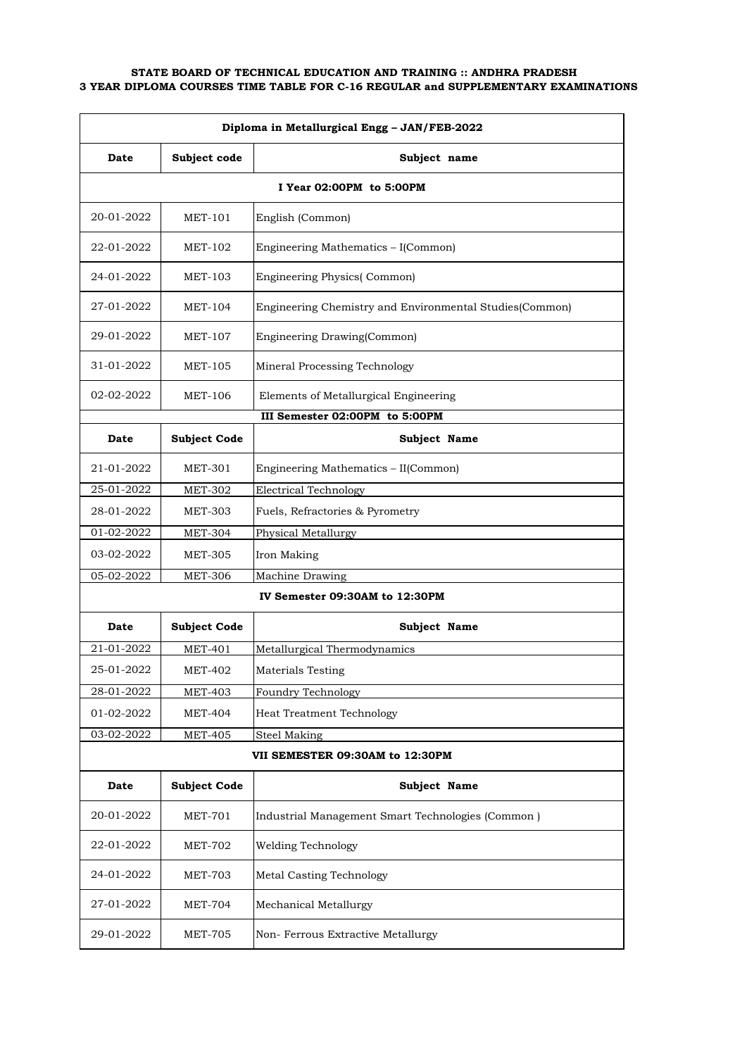**STATE BOARD OF TECHNICAL EDUCATION AND TRAINING :: ANDHRA PRADESH**
**3 YEAR DIPLOMA COURSES TIME TABLE FOR C-16 REGULAR and SUPPLEMENTARY EXAMINATIONS**

| Diploma in Metallurgical Engg – JAN/FEB-2022 | | |
|---|---|---|
| **Date** | **Subject code** | **Subject name** |
| **I Year 02:00PM to 5:00PM** | | |
| 20-01-2022 | MET-101 | English (Common) |
| 22-01-2022 | MET-102 | Engineering Mathematics – I(Common) |
| 24-01-2022 | MET-103 | Engineering Physics( Common) |
| 27-01-2022 | MET-104 | Engineering Chemistry and Environmental Studies(Common) |
| 29-01-2022 | MET-107 | Engineering Drawing(Common) |
| 31-01-2022 | MET-105 | Mineral Processing Technology |
| 02-02-2022 | MET-106 | Elements of Metallurgical Engineering |
| **III Semester 02:00PM to 5:00PM** | | |
| **Date** | **Subject Code** | **Subject Name** |
| 21-01-2022 | MET-301 | Engineering Mathematics – II(Common) |
| 25-01-2022 | MET-302 | Electrical Technology |
| 28-01-2022 | MET-303 | Fuels, Refractories & Pyrometry |
| 01-02-2022 | MET-304 | Physical Metallurgy |
| 03-02-2022 | MET-305 | Iron Making |
| 05-02-2022 | MET-306 | Machine Drawing |
| **IV Semester 09:30AM to 12:30PM** | | |
| **Date** | **Subject Code** | **Subject Name** |
| 21-01-2022 | MET-401 | Metallurgical Thermodynamics |
| 25-01-2022 | MET-402 | Materials Testing |
| 28-01-2022 | MET-403 | Foundry Technology |
| 01-02-2022 | MET-404 | Heat Treatment Technology |
| 03-02-2022 | MET-405 | Steel Making |
| **VII SEMESTER 09:30AM to 12:30PM** | | |
| **Date** | **Subject Code** | **Subject Name** |
| 20-01-2022 | MET-701 | Industrial Management Smart Technologies (Common ) |
| 22-01-2022 | MET-702 | Welding Technology |
| 24-01-2022 | MET-703 | Metal Casting Technology |
| 27-01-2022 | MET-704 | Mechanical Metallurgy |
| 29-01-2022 | MET-705 | Non- Ferrous Extractive Metallurgy |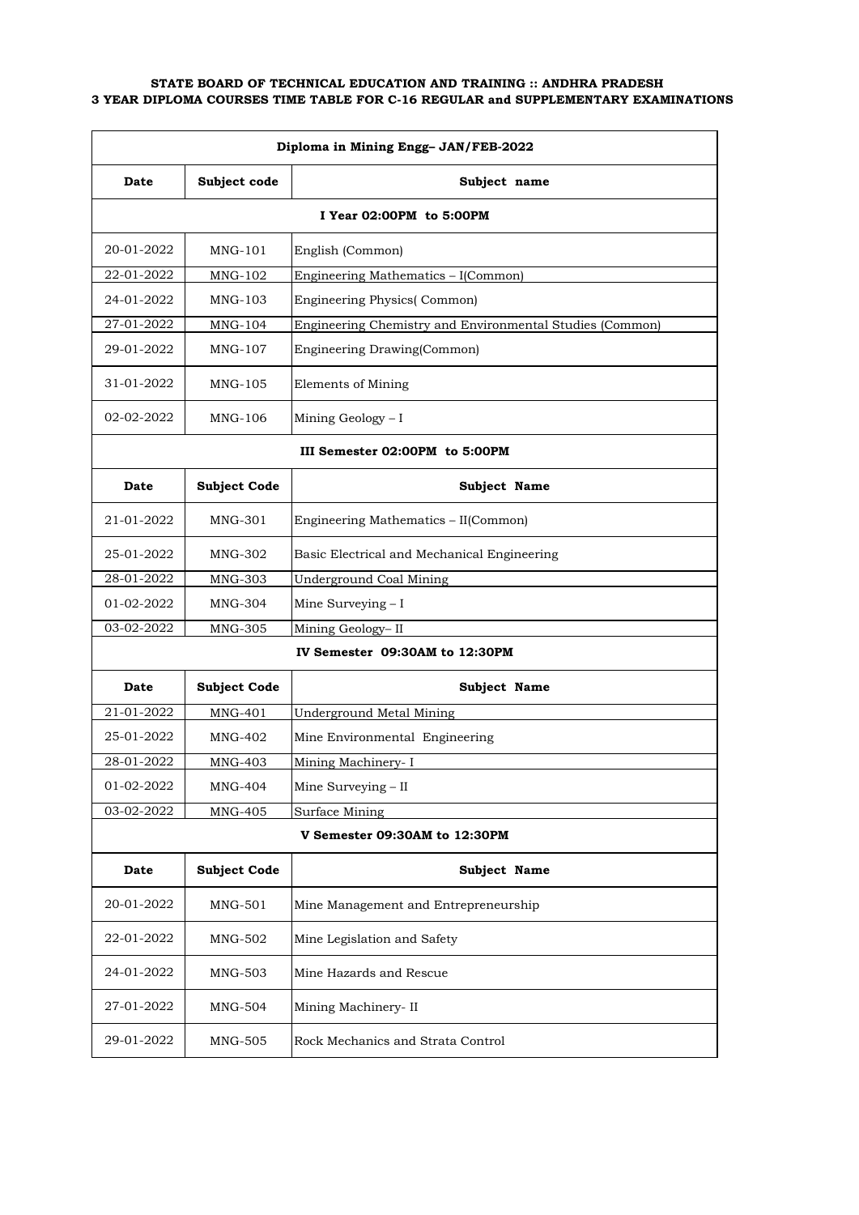**STATE BOARD OF TECHNICAL EDUCATION AND TRAINING :: ANDHRA PRADESH**
**3 YEAR DIPLOMA COURSES TIME TABLE FOR C-16 REGULAR and SUPPLEMENTARY EXAMINATIONS**

| Diploma in Mining Engg– JAN/FEB-2022 | | |
|---|---|---|
| **Date** | **Subject code** | **Subject name** |
| **I Year 02:00PM to 5:00PM** | | |
| 20-01-2022 | MNG-101 | English (Common) |
| 22-01-2022 | MNG-102 | Engineering Mathematics – I(Common) |
| 24-01-2022 | MNG-103 | Engineering Physics( Common) |
| 27-01-2022 | MNG-104 | Engineering Chemistry and Environmental Studies (Common) |
| 29-01-2022 | MNG-107 | Engineering Drawing(Common) |
| 31-01-2022 | MNG-105 | Elements of Mining |
| 02-02-2022 | MNG-106 | Mining Geology – I |
| **III Semester 02:00PM to 5:00PM** | | |
| **Date** | **Subject Code** | **Subject Name** |
| 21-01-2022 | MNG-301 | Engineering Mathematics – II(Common) |
| 25-01-2022 | MNG-302 | Basic Electrical and Mechanical Engineering |
| 28-01-2022 | MNG-303 | Underground Coal Mining |
| 01-02-2022 | MNG-304 | Mine Surveying – I |
| 03-02-2022 | MNG-305 | Mining Geology– II |
| **IV Semester 09:30AM to 12:30PM** | | |
| **Date** | **Subject Code** | **Subject Name** |
| 21-01-2022 | MNG-401 | Underground Metal Mining |
| 25-01-2022 | MNG-402 | Mine Environmental Engineering |
| 28-01-2022 | MNG-403 | Mining Machinery- I |
| 01-02-2022 | MNG-404 | Mine Surveying – II |
| 03-02-2022 | MNG-405 | Surface Mining |
| **V Semester 09:30AM to 12:30PM** | | |
| **Date** | **Subject Code** | **Subject Name** |
| 20-01-2022 | MNG-501 | Mine Management and Entrepreneurship |
| 22-01-2022 | MNG-502 | Mine Legislation and Safety |
| 24-01-2022 | MNG-503 | Mine Hazards and Rescue |
| 27-01-2022 | MNG-504 | Mining Machinery- II |
| 29-01-2022 | MNG-505 | Rock Mechanics and Strata Control |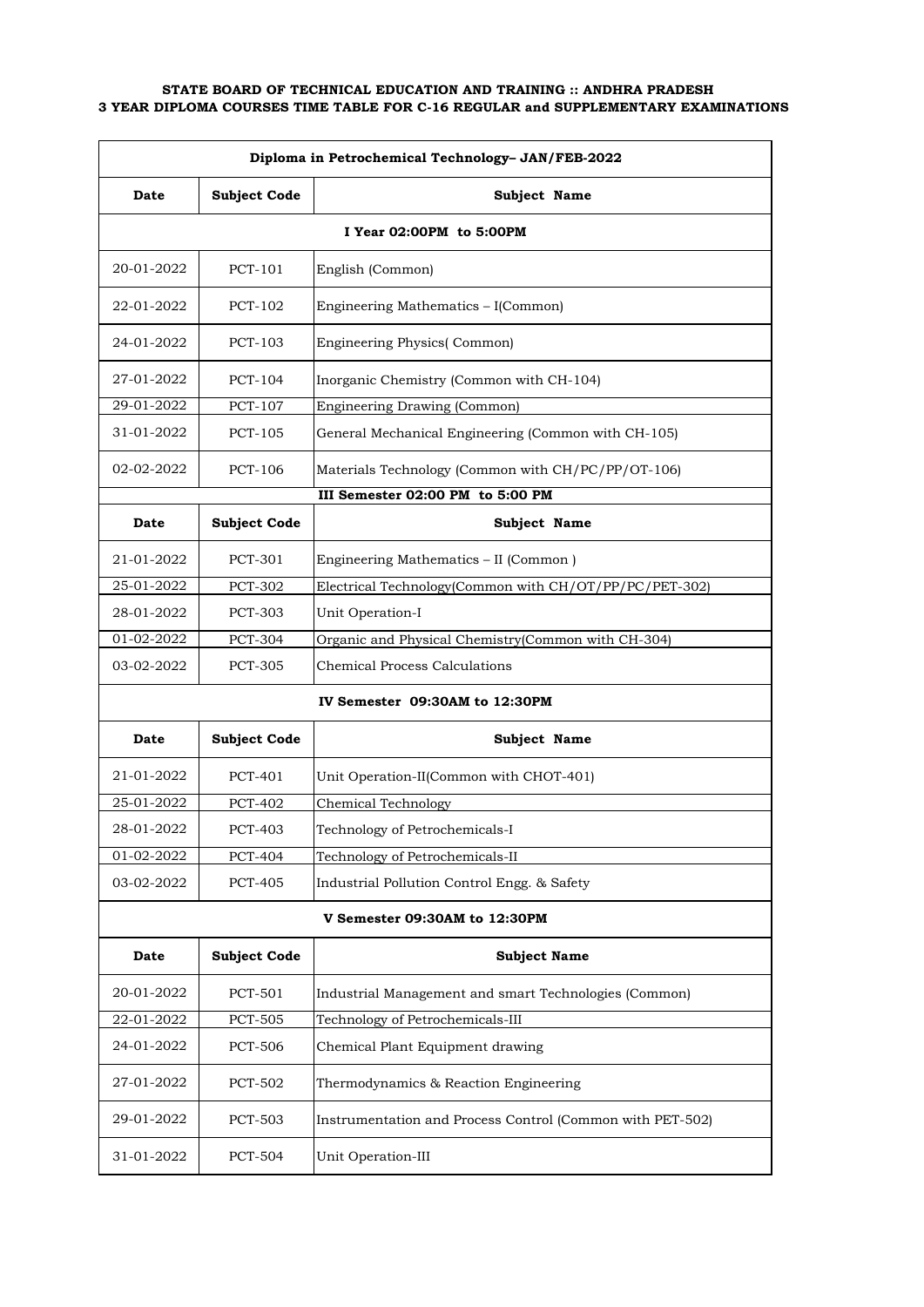**STATE BOARD OF TECHNICAL EDUCATION AND TRAINING :: ANDHRA PRADESH**
**3 YEAR DIPLOMA COURSES TIME TABLE FOR C-16 REGULAR and SUPPLEMENTARY EXAMINATIONS**

| Diploma in Petrochemical Technology– JAN/FEB-2022 | | |
|---|---|---|
| **Date** | **Subject Code** | **Subject Name** |
| **I Year 02:00PM to 5:00PM** | | |
| 20-01-2022 | PCT-101 | English (Common) |
| 22-01-2022 | PCT-102 | Engineering Mathematics – I(Common) |
| 24-01-2022 | PCT-103 | Engineering Physics( Common) |
| 27-01-2022 | PCT-104 | Inorganic Chemistry (Common with CH-104) |
| 29-01-2022 | PCT-107 | Engineering Drawing (Common) |
| 31-01-2022 | PCT-105 | General Mechanical Engineering (Common with CH-105) |
| 02-02-2022 | PCT-106 | Materials Technology (Common with CH/PC/PP/OT-106) |
| **III Semester 02:00 PM to 5:00 PM** | | |
| **Date** | **Subject Code** | **Subject Name** |
| 21-01-2022 | PCT-301 | Engineering Mathematics – II (Common ) |
| 25-01-2022 | PCT-302 | Electrical Technology(Common with CH/OT/PP/PC/PET-302) |
| 28-01-2022 | PCT-303 | Unit Operation-I |
| 01-02-2022 | PCT-304 | Organic and Physical Chemistry(Common with CH-304) |
| 03-02-2022 | PCT-305 | Chemical Process Calculations |
| **IV Semester 09:30AM to 12:30PM** | | |
| **Date** | **Subject Code** | **Subject Name** |
| 21-01-2022 | PCT-401 | Unit Operation-II(Common with CHOT-401) |
| 25-01-2022 | PCT-402 | Chemical Technology |
| 28-01-2022 | PCT-403 | Technology of Petrochemicals-I |
| 01-02-2022 | PCT-404 | Technology of Petrochemicals-II |
| 03-02-2022 | PCT-405 | Industrial Pollution Control Engg. & Safety |
| **V Semester 09:30AM to 12:30PM** | | |
| **Date** | **Subject Code** | **Subject Name** |
| 20-01-2022 | PCT-501 | Industrial Management and smart Technologies (Common) |
| 22-01-2022 | PCT-505 | Technology of Petrochemicals-III |
| 24-01-2022 | PCT-506 | Chemical Plant Equipment drawing |
| 27-01-2022 | PCT-502 | Thermodynamics & Reaction Engineering |
| 29-01-2022 | PCT-503 | Instrumentation and Process Control (Common with PET-502) |
| 31-01-2022 | PCT-504 | Unit Operation-III |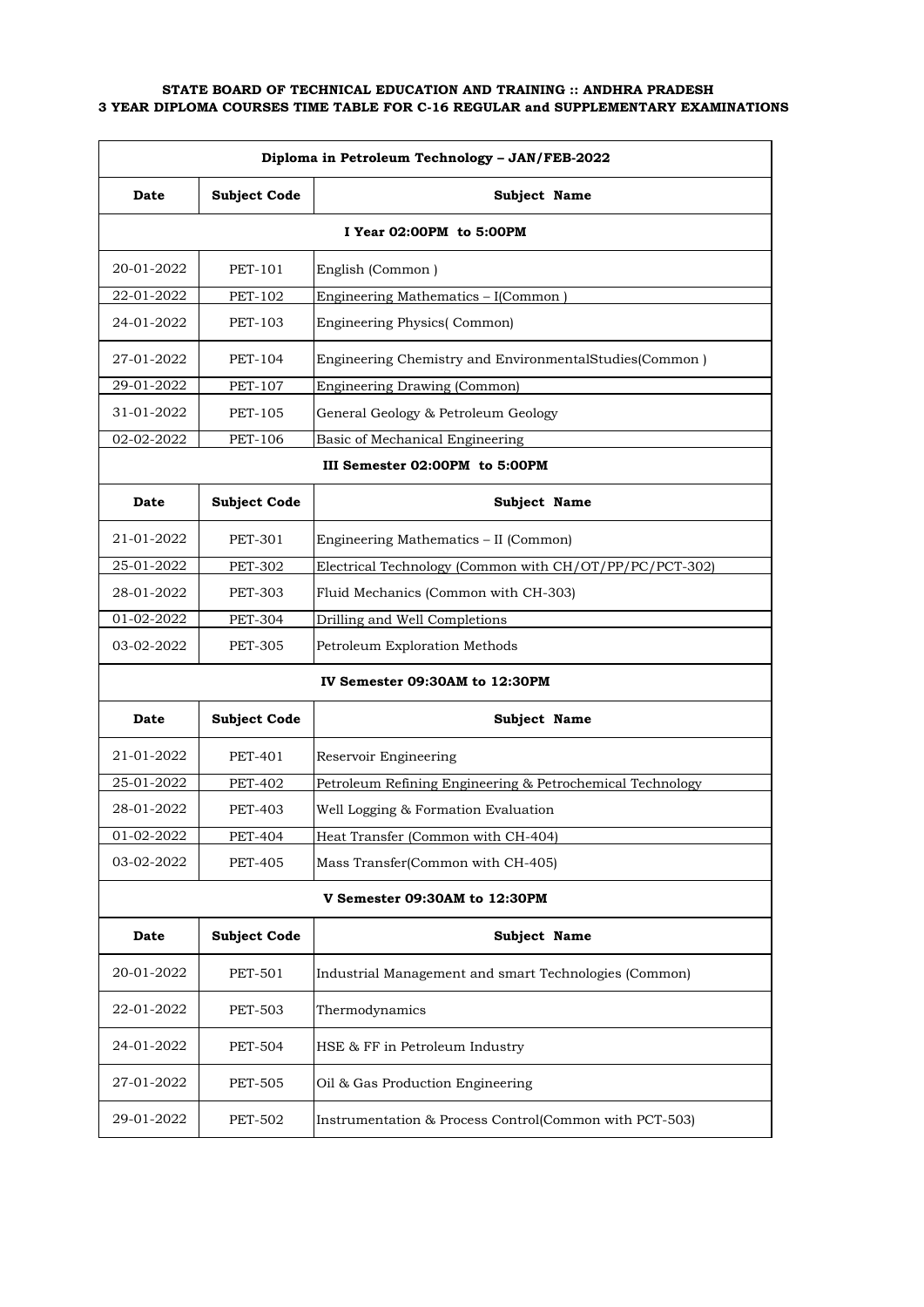**STATE BOARD OF TECHNICAL EDUCATION AND TRAINING :: ANDHRA PRADESH**
**3 YEAR DIPLOMA COURSES TIME TABLE FOR C-16 REGULAR and SUPPLEMENTARY EXAMINATIONS**

| Diploma in Petroleum Technology – JAN/FEB-2022 | | |
|---|---|---|
| **Date** | **Subject Code** | **Subject Name** |
| **I Year 02:00PM to 5:00PM** | | |
| 20-01-2022 | PET-101 | English (Common ) |
| 22-01-2022 | PET-102 | Engineering Mathematics – I(Common ) |
| 24-01-2022 | PET-103 | Engineering Physics( Common) |
| 27-01-2022 | PET-104 | Engineering Chemistry and EnvironmentalStudies(Common ) |
| 29-01-2022 | PET-107 | Engineering Drawing (Common) |
| 31-01-2022 | PET-105 | General Geology & Petroleum Geology |
| 02-02-2022 | PET-106 | Basic of Mechanical Engineering |
| **III Semester 02:00PM to 5:00PM** | | |
| **Date** | **Subject Code** | **Subject Name** |
| 21-01-2022 | PET-301 | Engineering Mathematics – II (Common) |
| 25-01-2022 | PET-302 | Electrical Technology (Common with CH/OT/PP/PC/PCT-302) |
| 28-01-2022 | PET-303 | Fluid Mechanics (Common with CH-303) |
| 01-02-2022 | PET-304 | Drilling and Well Completions |
| 03-02-2022 | PET-305 | Petroleum Exploration Methods |
| **IV Semester 09:30AM to 12:30PM** | | |
| **Date** | **Subject Code** | **Subject Name** |
| 21-01-2022 | PET-401 | Reservoir Engineering |
| 25-01-2022 | PET-402 | Petroleum Refining Engineering & Petrochemical Technology |
| 28-01-2022 | PET-403 | Well Logging & Formation Evaluation |
| 01-02-2022 | PET-404 | Heat Transfer (Common with CH-404) |
| 03-02-2022 | PET-405 | Mass Transfer(Common with CH-405) |
| **V Semester 09:30AM to 12:30PM** | | |
| **Date** | **Subject Code** | **Subject Name** |
| 20-01-2022 | PET-501 | Industrial Management and smart Technologies (Common) |
| 22-01-2022 | PET-503 | Thermodynamics |
| 24-01-2022 | PET-504 | HSE & FF in Petroleum Industry |
| 27-01-2022 | PET-505 | Oil & Gas Production Engineering |
| 29-01-2022 | PET-502 | Instrumentation & Process Control(Common with PCT-503) |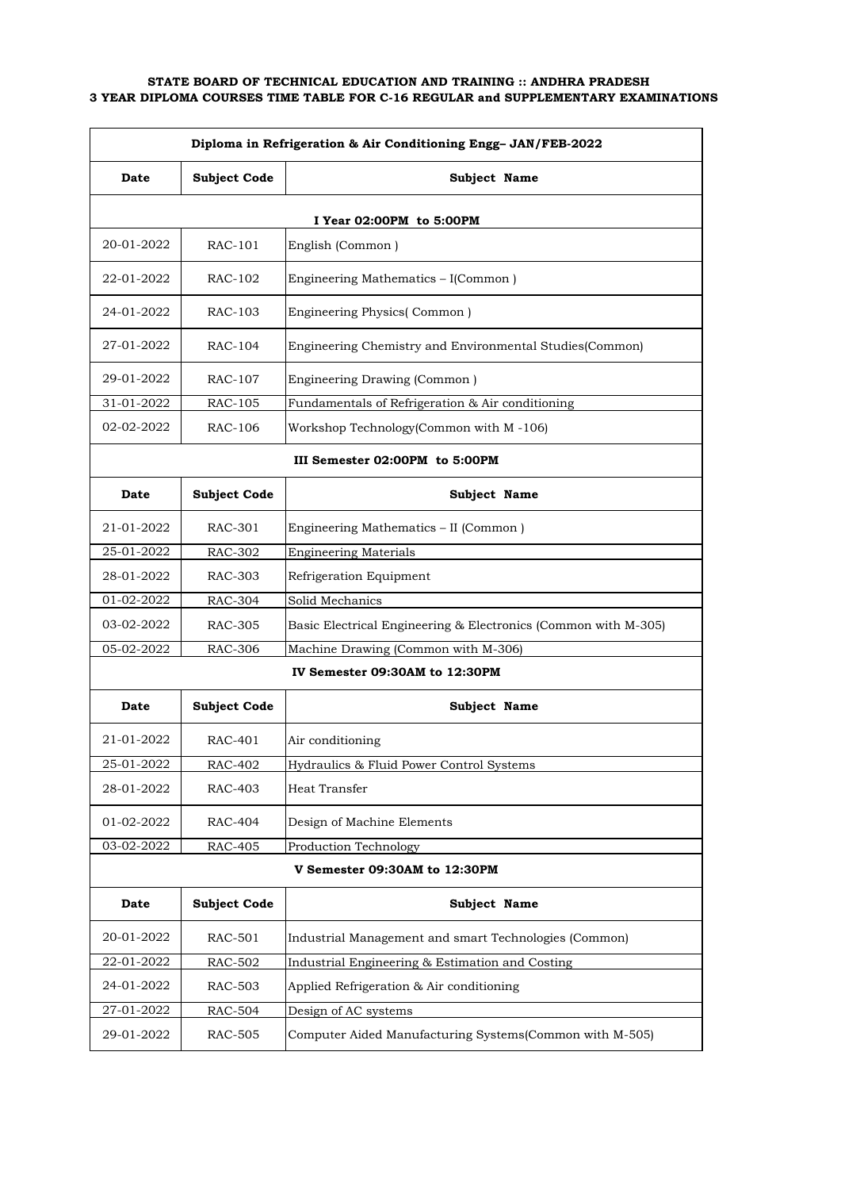**STATE BOARD OF TECHNICAL EDUCATION AND TRAINING :: ANDHRA PRADESH**
**3 YEAR DIPLOMA COURSES TIME TABLE FOR C-16 REGULAR and SUPPLEMENTARY EXAMINATIONS**

| Diploma in Refrigeration & Air Conditioning Engg– JAN/FEB-2022 | | |
|---|---|---|
| **Date** | **Subject Code** | **Subject Name** |
| **I Year 02:00PM to 5:00PM** | | |
| 20-01-2022 | RAC-101 | English (Common ) |
| 22-01-2022 | RAC-102 | Engineering Mathematics – I(Common ) |
| 24-01-2022 | RAC-103 | Engineering Physics( Common ) |
| 27-01-2022 | RAC-104 | Engineering Chemistry and Environmental Studies(Common) |
| 29-01-2022 | RAC-107 | Engineering Drawing (Common ) |
| 31-01-2022 | RAC-105 | Fundamentals of Refrigeration & Air conditioning |
| 02-02-2022 | RAC-106 | Workshop Technology(Common with M -106) |
| **III Semester 02:00PM to 5:00PM** | | |
| **Date** | **Subject Code** | **Subject Name** |
| 21-01-2022 | RAC-301 | Engineering Mathematics – II (Common ) |
| 25-01-2022 | RAC-302 | Engineering Materials |
| 28-01-2022 | RAC-303 | Refrigeration Equipment |
| 01-02-2022 | RAC-304 | Solid Mechanics |
| 03-02-2022 | RAC-305 | Basic Electrical Engineering & Electronics (Common with M-305) |
| 05-02-2022 | RAC-306 | Machine Drawing (Common with M-306) |
| **IV Semester 09:30AM to 12:30PM** | | |
| **Date** | **Subject Code** | **Subject Name** |
| 21-01-2022 | RAC-401 | Air conditioning |
| 25-01-2022 | RAC-402 | Hydraulics & Fluid Power Control Systems |
| 28-01-2022 | RAC-403 | Heat Transfer |
| 01-02-2022 | RAC-404 | Design of Machine Elements |
| 03-02-2022 | RAC-405 | Production Technology |
| **V Semester 09:30AM to 12:30PM** | | |
| **Date** | **Subject Code** | **Subject Name** |
| 20-01-2022 | RAC-501 | Industrial Management and smart Technologies (Common) |
| 22-01-2022 | RAC-502 | Industrial Engineering & Estimation and Costing |
| 24-01-2022 | RAC-503 | Applied Refrigeration & Air conditioning |
| 27-01-2022 | RAC-504 | Design of AC systems |
| 29-01-2022 | RAC-505 | Computer Aided Manufacturing Systems(Common with M-505) |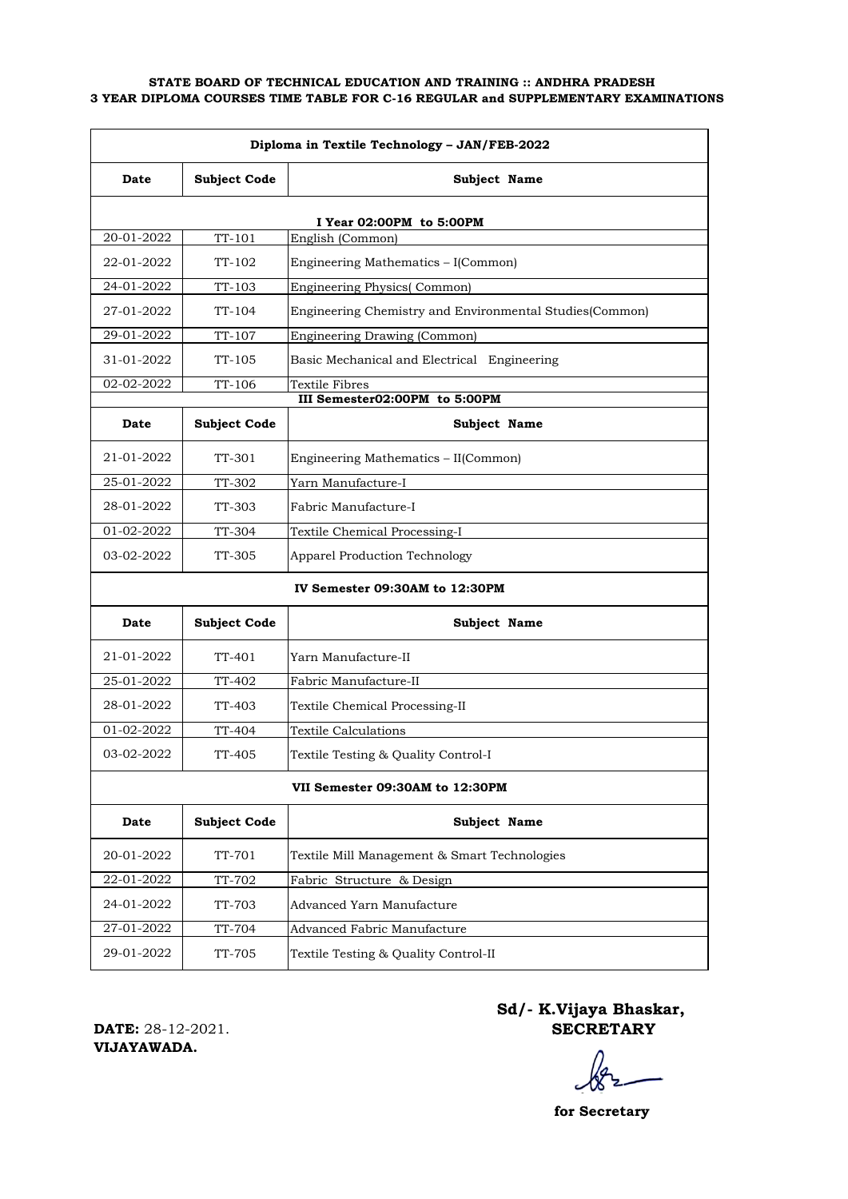**STATE BOARD OF TECHNICAL EDUCATION AND TRAINING :: ANDHRA PRADESH**
**3 YEAR DIPLOMA COURSES TIME TABLE FOR C-16 REGULAR and SUPPLEMENTARY EXAMINATIONS**

| Diploma in Textile Technology – JAN/FEB-2022 | | |
|---|---|---|
| **Date** | **Subject Code** | **Subject Name** |
| **I Year 02:00PM to 5:00PM** | | |
| 20-01-2022 | TT-101 | English (Common) |
| 22-01-2022 | TT-102 | Engineering Mathematics – I(Common) |
| 24-01-2022 | TT-103 | Engineering Physics( Common) |
| 27-01-2022 | TT-104 | Engineering Chemistry and Environmental Studies(Common) |
| 29-01-2022 | TT-107 | Engineering Drawing (Common) |
| 31-01-2022 | TT-105 | Basic Mechanical and Electrical Engineering |
| 02-02-2022 | TT-106 | Textile Fibres |
| **III Semester02:00PM to 5:00PM** | | |
| **Date** | **Subject Code** | **Subject Name** |
| 21-01-2022 | TT-301 | Engineering Mathematics – II(Common) |
| 25-01-2022 | TT-302 | Yarn Manufacture-I |
| 28-01-2022 | TT-303 | Fabric Manufacture-I |
| 01-02-2022 | TT-304 | Textile Chemical Processing-I |
| 03-02-2022 | TT-305 | Apparel Production Technology |
| **IV Semester 09:30AM to 12:30PM** | | |
| **Date** | **Subject Code** | **Subject Name** |
| 21-01-2022 | TT-401 | Yarn Manufacture-II |
| 25-01-2022 | TT-402 | Fabric Manufacture-II |
| 28-01-2022 | TT-403 | Textile Chemical Processing-II |
| 01-02-2022 | TT-404 | Textile Calculations |
| 03-02-2022 | TT-405 | Textile Testing & Quality Control-I |
| **VII Semester 09:30AM to 12:30PM** | | |
| **Date** | **Subject Code** | **Subject Name** |
| 20-01-2022 | TT-701 | Textile Mill Management & Smart Technologies |
| 22-01-2022 | TT-702 | Fabric Structure & Design |
| 24-01-2022 | TT-703 | Advanced Yarn Manufacture |
| 27-01-2022 | TT-704 | Advanced Fabric Manufacture |
| 29-01-2022 | TT-705 | Textile Testing & Quality Control-II |

**Sd/- K.Vijaya Bhaskar,**
**SECRETARY**

**DATE:** 28-12-2021.
**VIJAYAWADA.**

**for Secretary**